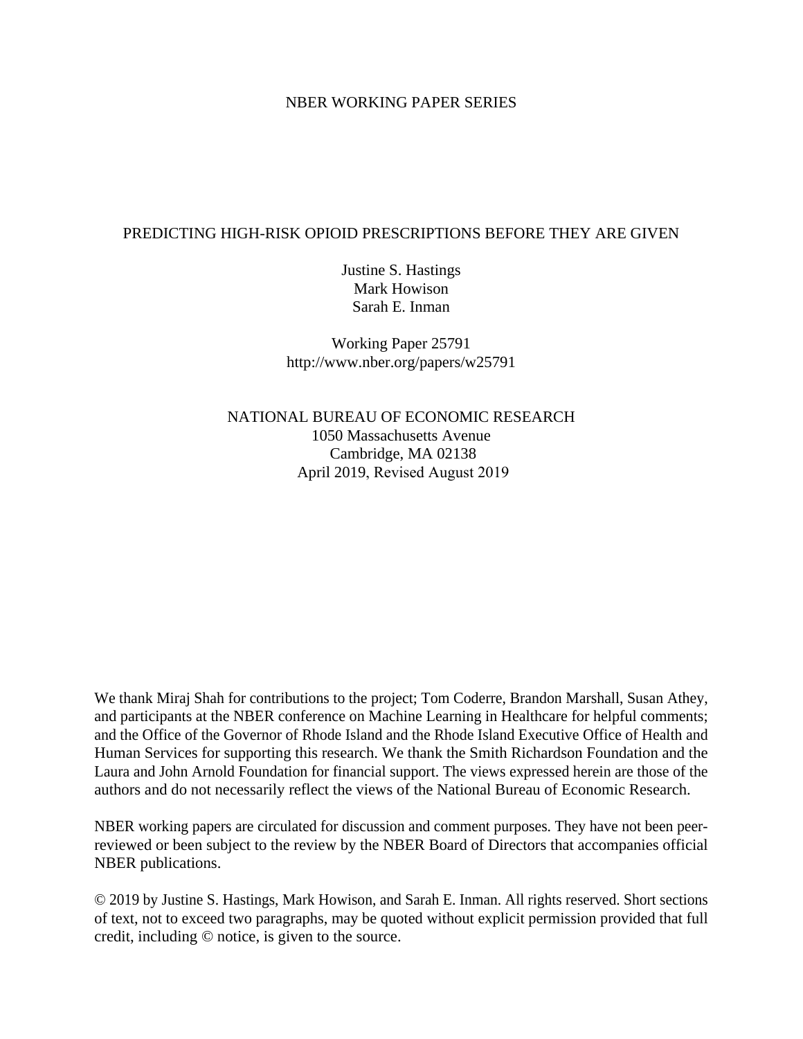NBER WORKING PAPER SERIES

# PREDICTING HIGH-RISK OPIOID PRESCRIPTIONS BEFORE THEY ARE GIVEN

Justine S. Hastings
Mark Howison
Sarah E. Inman

Working Paper 25791
http://www.nber.org/papers/w25791

NATIONAL BUREAU OF ECONOMIC RESEARCH
1050 Massachusetts Avenue
Cambridge, MA 02138
April 2019, Revised August 2019

We thank Miraj Shah for contributions to the project; Tom Coderre, Brandon Marshall, Susan Athey, and participants at the NBER conference on Machine Learning in Healthcare for helpful comments; and the Office of the Governor of Rhode Island and the Rhode Island Executive Office of Health and Human Services for supporting this research. We thank the Smith Richardson Foundation and the Laura and John Arnold Foundation for financial support. The views expressed herein are those of the authors and do not necessarily reflect the views of the National Bureau of Economic Research.

NBER working papers are circulated for discussion and comment purposes. They have not been peer-reviewed or been subject to the review by the NBER Board of Directors that accompanies official NBER publications.

© 2019 by Justine S. Hastings, Mark Howison, and Sarah E. Inman. All rights reserved. Short sections of text, not to exceed two paragraphs, may be quoted without explicit permission provided that full credit, including © notice, is given to the source.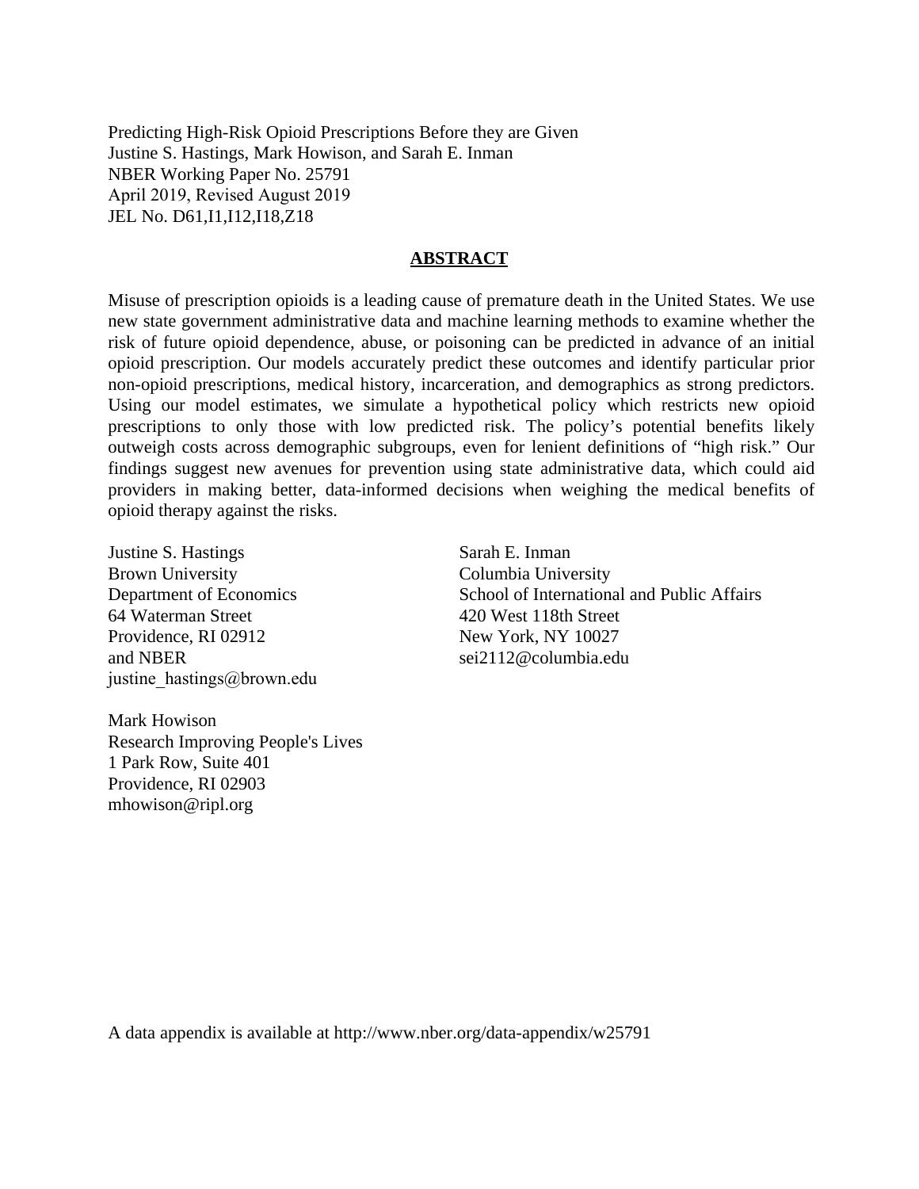Predicting High-Risk Opioid Prescriptions Before they are Given
Justine S. Hastings, Mark Howison, and Sarah E. Inman
NBER Working Paper No. 25791
April 2019, Revised August 2019
JEL No. D61,I1,I12,I18,Z18

## ABSTRACT

Misuse of prescription opioids is a leading cause of premature death in the United States. We use new state government administrative data and machine learning methods to examine whether the risk of future opioid dependence, abuse, or poisoning can be predicted in advance of an initial opioid prescription. Our models accurately predict these outcomes and identify particular prior non-opioid prescriptions, medical history, incarceration, and demographics as strong predictors. Using our model estimates, we simulate a hypothetical policy which restricts new opioid prescriptions to only those with low predicted risk. The policy's potential benefits likely outweigh costs across demographic subgroups, even for lenient definitions of "high risk." Our findings suggest new avenues for prevention using state administrative data, which could aid providers in making better, data-informed decisions when weighing the medical benefits of opioid therapy against the risks.

Justine S. Hastings
Brown University
Department of Economics
64 Waterman Street
Providence, RI 02912
and NBER
justine_hastings@brown.edu

Mark Howison
Research Improving People's Lives
1 Park Row, Suite 401
Providence, RI 02903
mhowison@ripl.org

Sarah E. Inman
Columbia University
School of International and Public Affairs
420 West 118th Street
New York, NY 10027
sei2112@columbia.edu

A data appendix is available at http://www.nber.org/data-appendix/w25791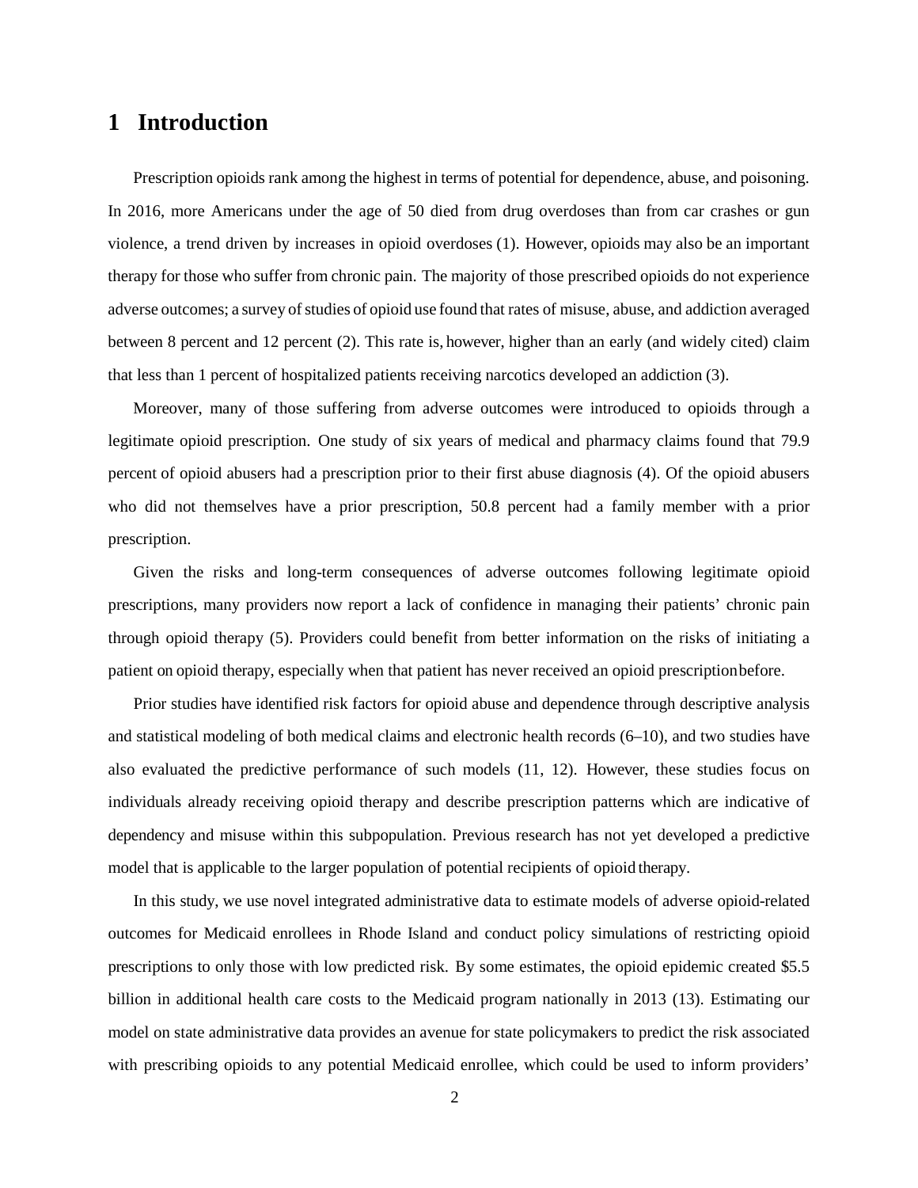# 1 Introduction

Prescription opioids rank among the highest in terms of potential for dependence, abuse, and poisoning. In 2016, more Americans under the age of 50 died from drug overdoses than from car crashes or gun violence, a trend driven by increases in opioid overdoses (1). However, opioids may also be an important therapy for those who suffer from chronic pain. The majority of those prescribed opioids do not experience adverse outcomes; a survey of studies of opioid use found that rates of misuse, abuse, and addiction averaged between 8 percent and 12 percent (2). This rate is, however, higher than an early (and widely cited) claim that less than 1 percent of hospitalized patients receiving narcotics developed an addiction (3).

Moreover, many of those suffering from adverse outcomes were introduced to opioids through a legitimate opioid prescription. One study of six years of medical and pharmacy claims found that 79.9 percent of opioid abusers had a prescription prior to their first abuse diagnosis (4). Of the opioid abusers who did not themselves have a prior prescription, 50.8 percent had a family member with a prior prescription.

Given the risks and long-term consequences of adverse outcomes following legitimate opioid prescriptions, many providers now report a lack of confidence in managing their patients' chronic pain through opioid therapy (5). Providers could benefit from better information on the risks of initiating a patient on opioid therapy, especially when that patient has never received an opioid prescription before.

Prior studies have identified risk factors for opioid abuse and dependence through descriptive analysis and statistical modeling of both medical claims and electronic health records (6–10), and two studies have also evaluated the predictive performance of such models (11, 12). However, these studies focus on individuals already receiving opioid therapy and describe prescription patterns which are indicative of dependency and misuse within this subpopulation. Previous research has not yet developed a predictive model that is applicable to the larger population of potential recipients of opioid therapy.

In this study, we use novel integrated administrative data to estimate models of adverse opioid-related outcomes for Medicaid enrollees in Rhode Island and conduct policy simulations of restricting opioid prescriptions to only those with low predicted risk. By some estimates, the opioid epidemic created $5.5 billion in additional health care costs to the Medicaid program nationally in 2013 (13). Estimating our model on state administrative data provides an avenue for state policymakers to predict the risk associated with prescribing opioids to any potential Medicaid enrollee, which could be used to inform providers'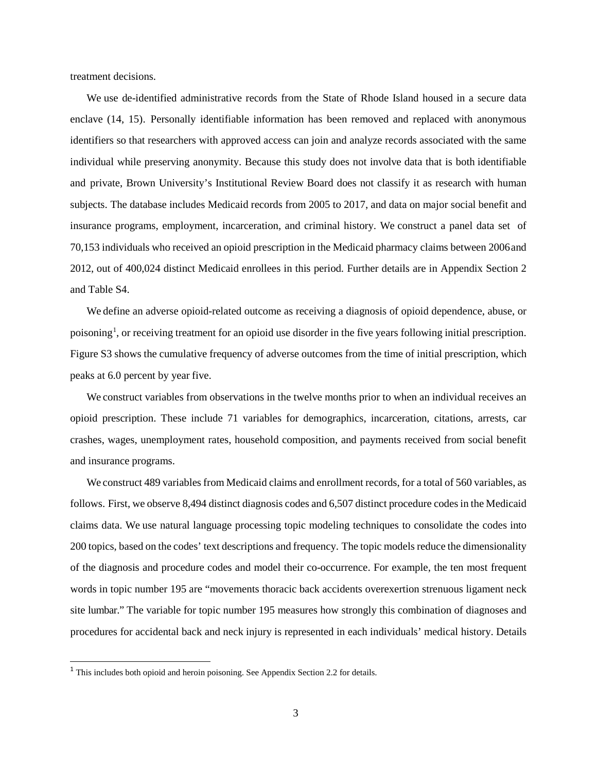treatment decisions.

We use de-identified administrative records from the State of Rhode Island housed in a secure data enclave (14, 15). Personally identifiable information has been removed and replaced with anonymous identifiers so that researchers with approved access can join and analyze records associated with the same individual while preserving anonymity. Because this study does not involve data that is both identifiable and private, Brown University's Institutional Review Board does not classify it as research with human subjects. The database includes Medicaid records from 2005 to 2017, and data on major social benefit and insurance programs, employment, incarceration, and criminal history. We construct a panel data set of 70,153 individuals who received an opioid prescription in the Medicaid pharmacy claims between 2006 and 2012, out of 400,024 distinct Medicaid enrollees in this period. Further details are in Appendix Section 2 and Table S4.

We define an adverse opioid-related outcome as receiving a diagnosis of opioid dependence, abuse, or poisoning[1], or receiving treatment for an opioid use disorder in the five years following initial prescription. Figure S3 shows the cumulative frequency of adverse outcomes from the time of initial prescription, which peaks at 6.0 percent by year five.

We construct variables from observations in the twelve months prior to when an individual receives an opioid prescription. These include 71 variables for demographics, incarceration, citations, arrests, car crashes, wages, unemployment rates, household composition, and payments received from social benefit and insurance programs.

We construct 489 variables from Medicaid claims and enrollment records, for a total of 560 variables, as follows. First, we observe 8,494 distinct diagnosis codes and 6,507 distinct procedure codes in the Medicaid claims data. We use natural language processing topic modeling techniques to consolidate the codes into 200 topics, based on the codes' text descriptions and frequency. The topic models reduce the dimensionality of the diagnosis and procedure codes and model their co-occurrence. For example, the ten most frequent words in topic number 195 are "movements thoracic back accidents overexertion strenuous ligament neck site lumbar." The variable for topic number 195 measures how strongly this combination of diagnoses and procedures for accidental back and neck injury is represented in each individuals' medical history. Details

[1] This includes both opioid and heroin poisoning. See Appendix Section 2.2 for details.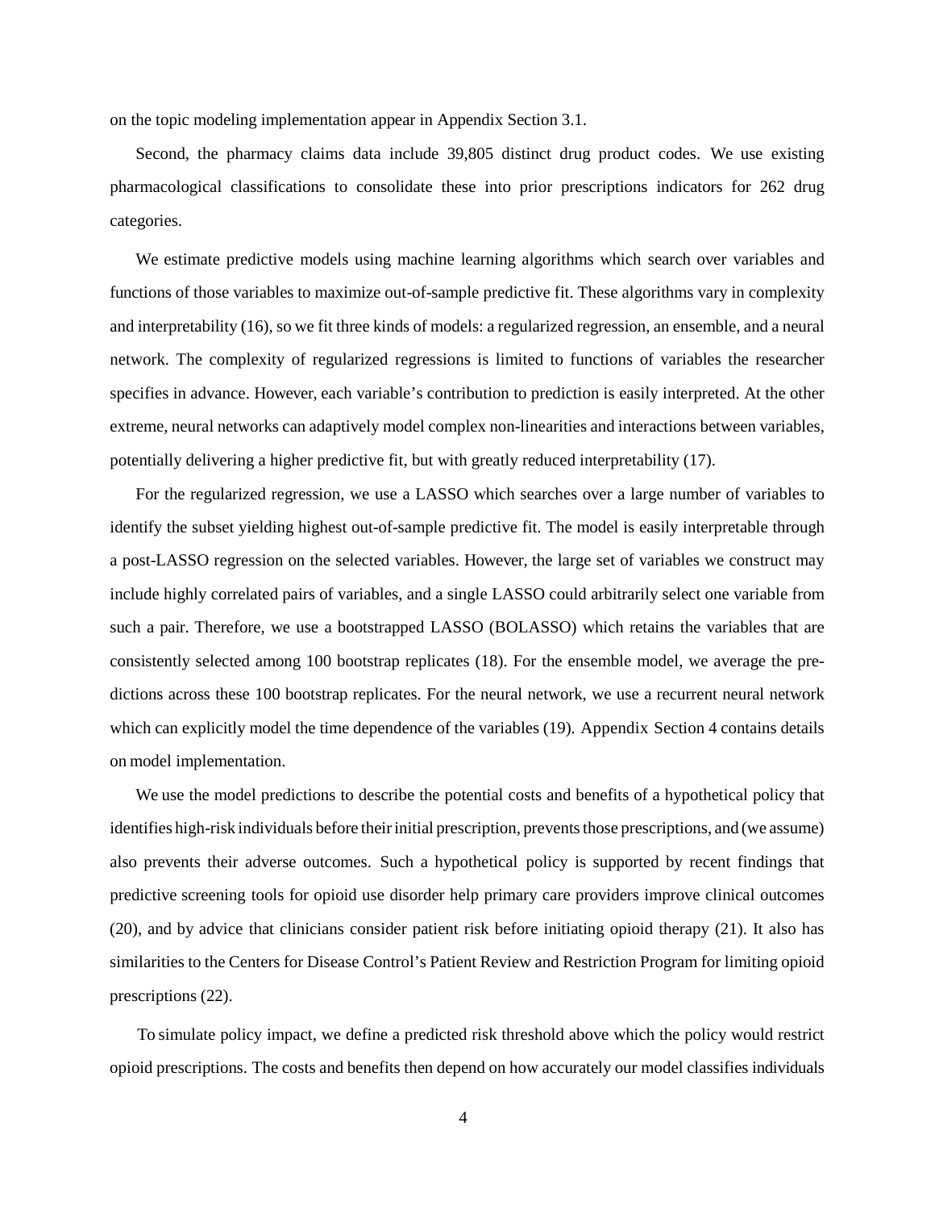on the topic modeling implementation appear in Appendix Section 3.1.

Second, the pharmacy claims data include 39,805 distinct drug product codes. We use existing pharmacological classifications to consolidate these into prior prescriptions indicators for 262 drug categories.

We estimate predictive models using machine learning algorithms which search over variables and functions of those variables to maximize out-of-sample predictive fit. These algorithms vary in complexity and interpretability (16), so we fit three kinds of models: a regularized regression, an ensemble, and a neural network. The complexity of regularized regressions is limited to functions of variables the researcher specifies in advance. However, each variable's contribution to prediction is easily interpreted. At the other extreme, neural networks can adaptively model complex non-linearities and interactions between variables, potentially delivering a higher predictive fit, but with greatly reduced interpretability (17).

For the regularized regression, we use a LASSO which searches over a large number of variables to identify the subset yielding highest out-of-sample predictive fit. The model is easily interpretable through a post-LASSO regression on the selected variables. However, the large set of variables we construct may include highly correlated pairs of variables, and a single LASSO could arbitrarily select one variable from such a pair. Therefore, we use a bootstrapped LASSO (BOLASSO) which retains the variables that are consistently selected among 100 bootstrap replicates (18). For the ensemble model, we average the predictions across these 100 bootstrap replicates. For the neural network, we use a recurrent neural network which can explicitly model the time dependence of the variables (19). Appendix Section 4 contains details on model implementation.

We use the model predictions to describe the potential costs and benefits of a hypothetical policy that identifies high-risk individuals before their initial prescription, prevents those prescriptions, and (we assume) also prevents their adverse outcomes. Such a hypothetical policy is supported by recent findings that predictive screening tools for opioid use disorder help primary care providers improve clinical outcomes (20), and by advice that clinicians consider patient risk before initiating opioid therapy (21). It also has similarities to the Centers for Disease Control's Patient Review and Restriction Program for limiting opioid prescriptions (22).

To simulate policy impact, we define a predicted risk threshold above which the policy would restrict opioid prescriptions. The costs and benefits then depend on how accurately our model classifies individuals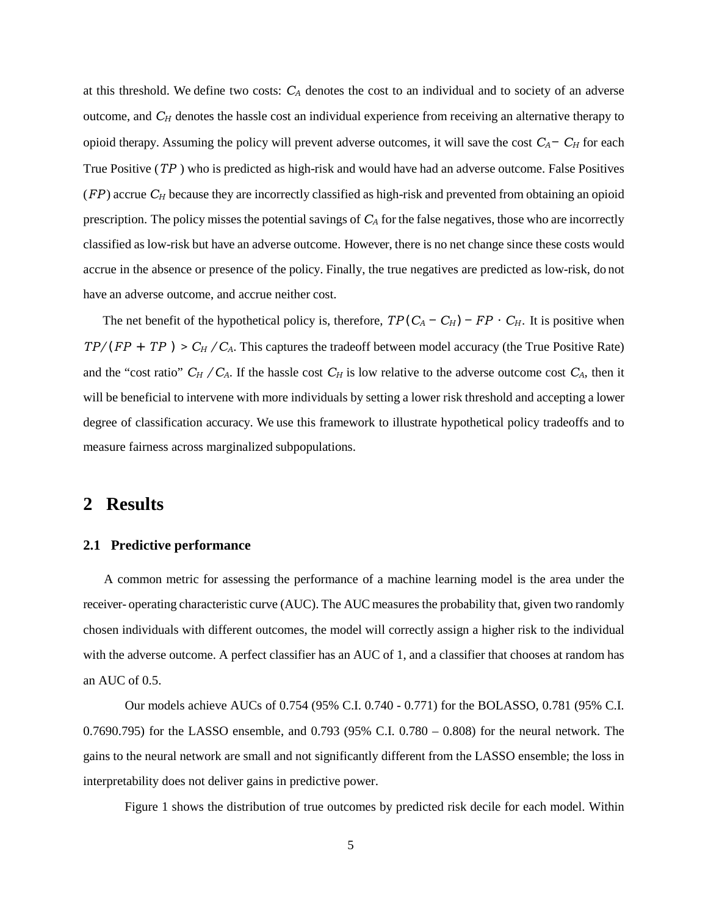at this threshold. We define two costs: $C_A$ denotes the cost to an individual and to society of an adverse outcome, and $C_H$ denotes the hassle cost an individual experience from receiving an alternative therapy to opioid therapy. Assuming the policy will prevent adverse outcomes, it will save the cost $C_A - C_H$ for each True Positive ($TP$) who is predicted as high-risk and would have had an adverse outcome. False Positives ($FP$) accrue $C_H$ because they are incorrectly classified as high-risk and prevented from obtaining an opioid prescription. The policy misses the potential savings of $C_A$ for the false negatives, those who are incorrectly classified as low-risk but have an adverse outcome. However, there is no net change since these costs would accrue in the absence or presence of the policy. Finally, the true negatives are predicted as low-risk, do not have an adverse outcome, and accrue neither cost.

The net benefit of the hypothetical policy is, therefore, $TP(C_A - C_H) - FP \cdot C_H$. It is positive when $TP/(FP + TP) > C_H / C_A$. This captures the tradeoff between model accuracy (the True Positive Rate) and the "cost ratio" $C_H / C_A$. If the hassle cost $C_H$ is low relative to the adverse outcome cost $C_A$, then it will be beneficial to intervene with more individuals by setting a lower risk threshold and accepting a lower degree of classification accuracy. We use this framework to illustrate hypothetical policy tradeoffs and to measure fairness across marginalized subpopulations.

# 2 Results

## 2.1 Predictive performance

A common metric for assessing the performance of a machine learning model is the area under the receiver- operating characteristic curve (AUC). The AUC measures the probability that, given two randomly chosen individuals with different outcomes, the model will correctly assign a higher risk to the individual with the adverse outcome. A perfect classifier has an AUC of 1, and a classifier that chooses at random has an AUC of 0.5.

Our models achieve AUCs of 0.754 (95% C.I. 0.740 - 0.771) for the BOLASSO, 0.781 (95% C.I. 0.7690.795) for the LASSO ensemble, and 0.793 (95% C.I. 0.780 – 0.808) for the neural network. The gains to the neural network are small and not significantly different from the LASSO ensemble; the loss in interpretability does not deliver gains in predictive power.

Figure 1 shows the distribution of true outcomes by predicted risk decile for each model. Within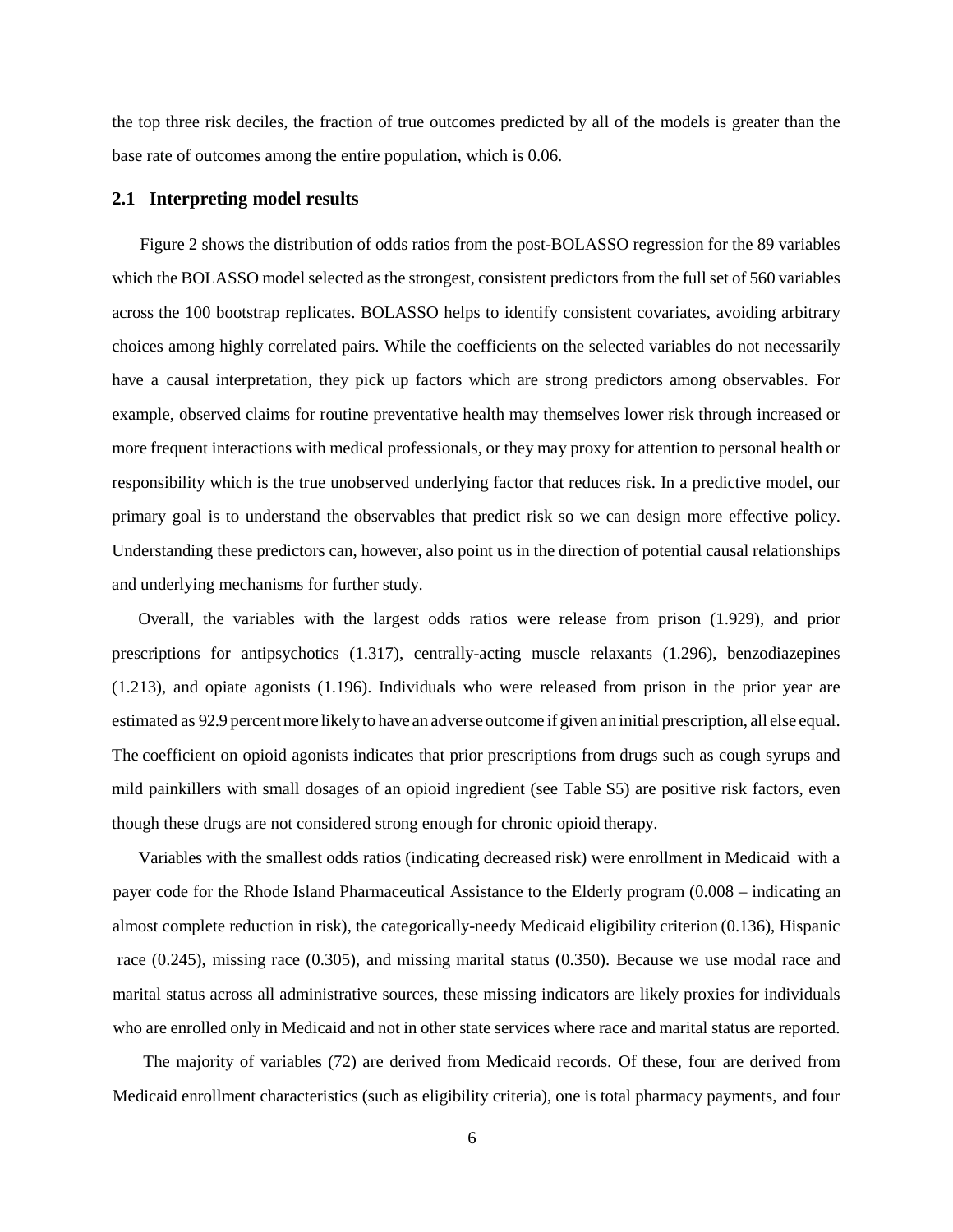the top three risk deciles, the fraction of true outcomes predicted by all of the models is greater than the base rate of outcomes among the entire population, which is 0.06.

## 2.1 Interpreting model results

Figure 2 shows the distribution of odds ratios from the post-BOLASSO regression for the 89 variables which the BOLASSO model selected as the strongest, consistent predictors from the full set of 560 variables across the 100 bootstrap replicates. BOLASSO helps to identify consistent covariates, avoiding arbitrary choices among highly correlated pairs. While the coefficients on the selected variables do not necessarily have a causal interpretation, they pick up factors which are strong predictors among observables. For example, observed claims for routine preventative health may themselves lower risk through increased or more frequent interactions with medical professionals, or they may proxy for attention to personal health or responsibility which is the true unobserved underlying factor that reduces risk. In a predictive model, our primary goal is to understand the observables that predict risk so we can design more effective policy. Understanding these predictors can, however, also point us in the direction of potential causal relationships and underlying mechanisms for further study.

Overall, the variables with the largest odds ratios were release from prison (1.929), and prior prescriptions for antipsychotics (1.317), centrally-acting muscle relaxants (1.296), benzodiazepines (1.213), and opiate agonists (1.196). Individuals who were released from prison in the prior year are estimated as 92.9 percent more likely to have an adverse outcome if given an initial prescription, all else equal. The coefficient on opioid agonists indicates that prior prescriptions from drugs such as cough syrups and mild painkillers with small dosages of an opioid ingredient (see Table S5) are positive risk factors, even though these drugs are not considered strong enough for chronic opioid therapy.

Variables with the smallest odds ratios (indicating decreased risk) were enrollment in Medicaid with a payer code for the Rhode Island Pharmaceutical Assistance to the Elderly program (0.008 – indicating an almost complete reduction in risk), the categorically-needy Medicaid eligibility criterion (0.136), Hispanic race (0.245), missing race (0.305), and missing marital status (0.350). Because we use modal race and marital status across all administrative sources, these missing indicators are likely proxies for individuals who are enrolled only in Medicaid and not in other state services where race and marital status are reported.

The majority of variables (72) are derived from Medicaid records. Of these, four are derived from Medicaid enrollment characteristics (such as eligibility criteria), one is total pharmacy payments, and four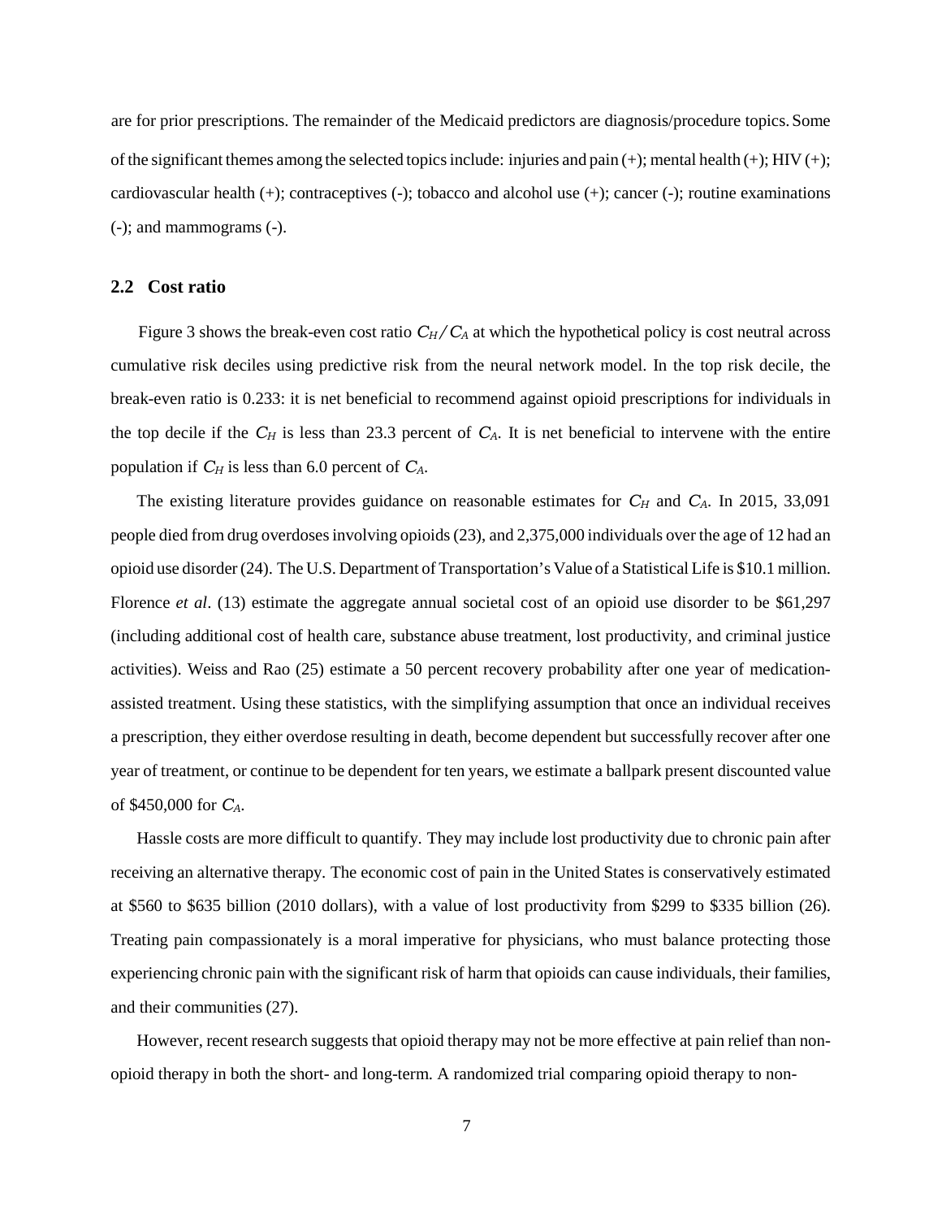are for prior prescriptions. The remainder of the Medicaid predictors are diagnosis/procedure topics. Some of the significant themes among the selected topics include: injuries and pain (+); mental health (+); HIV (+); cardiovascular health (+); contraceptives (-); tobacco and alcohol use (+); cancer (-); routine examinations (-); and mammograms (-).

## 2.2 Cost ratio

Figure 3 shows the break-even cost ratio $C_H / C_A$ at which the hypothetical policy is cost neutral across cumulative risk deciles using predictive risk from the neural network model. In the top risk decile, the break-even ratio is 0.233: it is net beneficial to recommend against opioid prescriptions for individuals in the top decile if the $C_H$ is less than 23.3 percent of $C_A$. It is net beneficial to intervene with the entire population if $C_H$ is less than 6.0 percent of $C_A$.

The existing literature provides guidance on reasonable estimates for $C_H$ and $C_A$. In 2015, 33,091 people died from drug overdoses involving opioids (23), and 2,375,000 individuals over the age of 12 had an opioid use disorder (24). The U.S. Department of Transportation's Value of a Statistical Life is $10.1 million. Florence *et al*. (13) estimate the aggregate annual societal cost of an opioid use disorder to be $61,297 (including additional cost of health care, substance abuse treatment, lost productivity, and criminal justice activities). Weiss and Rao (25) estimate a 50 percent recovery probability after one year of medication-assisted treatment. Using these statistics, with the simplifying assumption that once an individual receives a prescription, they either overdose resulting in death, become dependent but successfully recover after one year of treatment, or continue to be dependent for ten years, we estimate a ballpark present discounted value of $450,000 for $C_A$.

Hassle costs are more difficult to quantify. They may include lost productivity due to chronic pain after receiving an alternative therapy. The economic cost of pain in the United States is conservatively estimated at $560 to $635 billion (2010 dollars), with a value of lost productivity from $299 to $335 billion (26). Treating pain compassionately is a moral imperative for physicians, who must balance protecting those experiencing chronic pain with the significant risk of harm that opioids can cause individuals, their families, and their communities (27).

However, recent research suggests that opioid therapy may not be more effective at pain relief than non-opioid therapy in both the short- and long-term. A randomized trial comparing opioid therapy to non-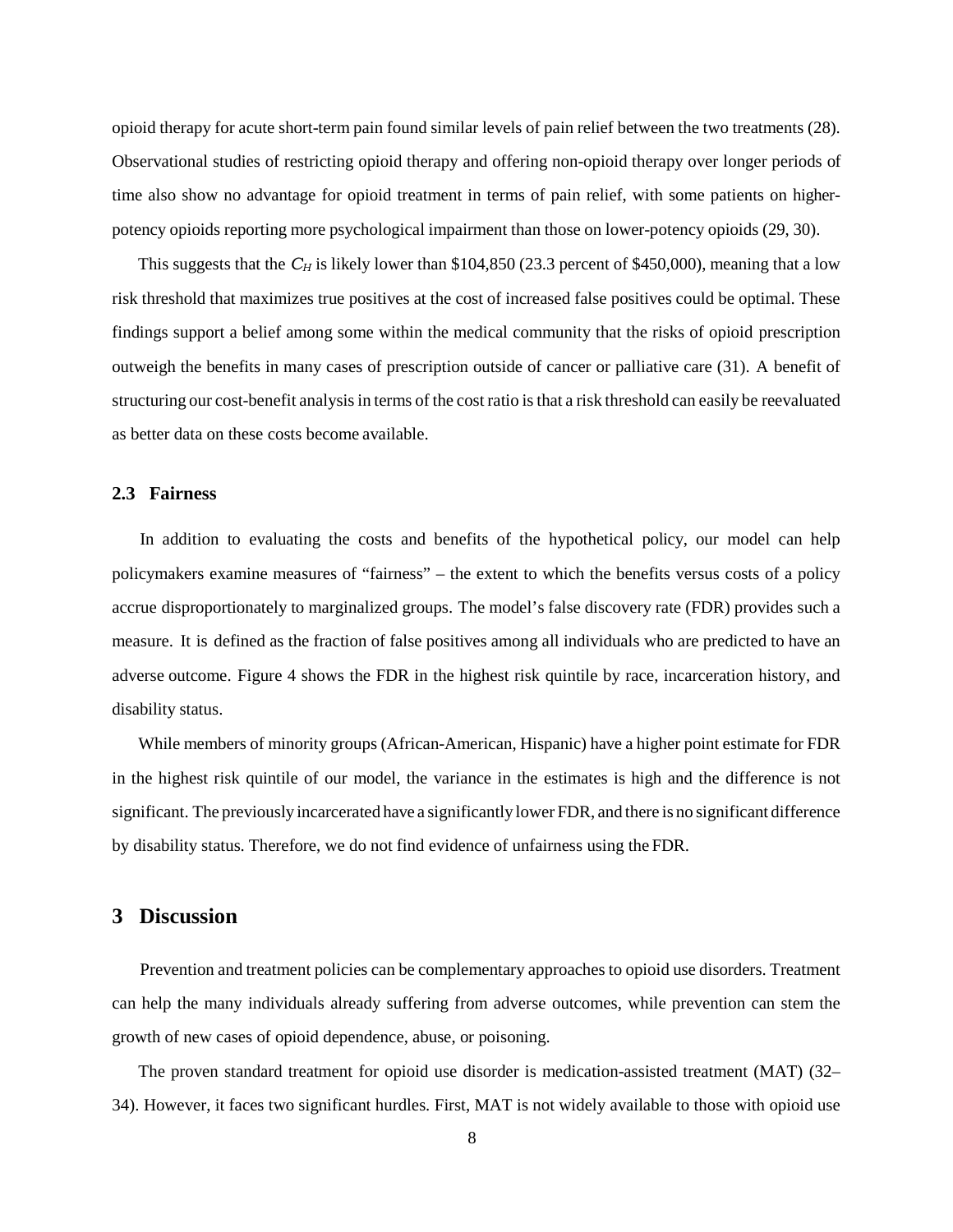opioid therapy for acute short-term pain found similar levels of pain relief between the two treatments (28). Observational studies of restricting opioid therapy and offering non-opioid therapy over longer periods of time also show no advantage for opioid treatment in terms of pain relief, with some patients on higher-potency opioids reporting more psychological impairment than those on lower-potency opioids (29, 30).

This suggests that the $C_H$ is likely lower than \$104,850 (23.3 percent of \$450,000), meaning that a low risk threshold that maximizes true positives at the cost of increased false positives could be optimal. These findings support a belief among some within the medical community that the risks of opioid prescription outweigh the benefits in many cases of prescription outside of cancer or palliative care (31). A benefit of structuring our cost-benefit analysis in terms of the cost ratio is that a risk threshold can easily be reevaluated as better data on these costs become available.

### 2.3 Fairness

In addition to evaluating the costs and benefits of the hypothetical policy, our model can help policymakers examine measures of "fairness" – the extent to which the benefits versus costs of a policy accrue disproportionately to marginalized groups. The model's false discovery rate (FDR) provides such a measure. It is defined as the fraction of false positives among all individuals who are predicted to have an adverse outcome. Figure 4 shows the FDR in the highest risk quintile by race, incarceration history, and disability status.

While members of minority groups (African-American, Hispanic) have a higher point estimate for FDR in the highest risk quintile of our model, the variance in the estimates is high and the difference is not significant. The previously incarcerated have a significantly lower FDR, and there is no significant difference by disability status. Therefore, we do not find evidence of unfairness using the FDR.

## 3 Discussion

Prevention and treatment policies can be complementary approaches to opioid use disorders. Treatment can help the many individuals already suffering from adverse outcomes, while prevention can stem the growth of new cases of opioid dependence, abuse, or poisoning.

The proven standard treatment for opioid use disorder is medication-assisted treatment (MAT) (32–34). However, it faces two significant hurdles. First, MAT is not widely available to those with opioid use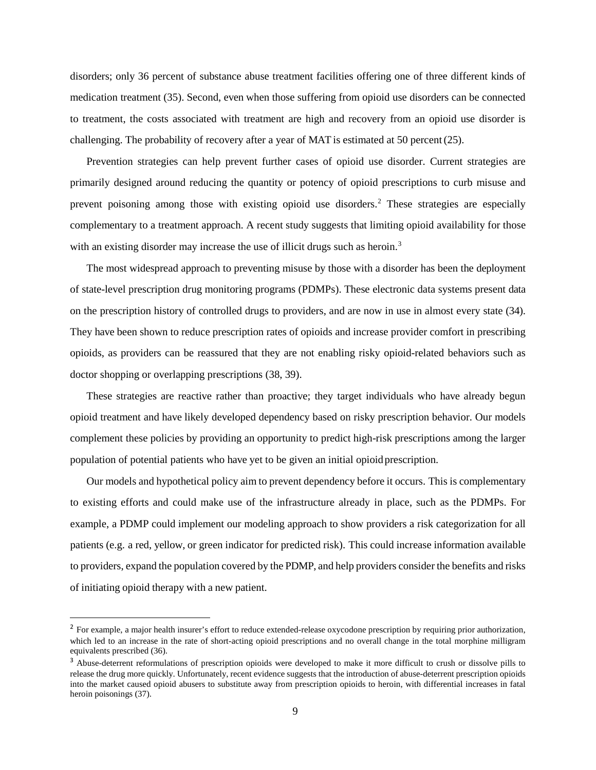disorders; only 36 percent of substance abuse treatment facilities offering one of three different kinds of medication treatment (35). Second, even when those suffering from opioid use disorders can be connected to treatment, the costs associated with treatment are high and recovery from an opioid use disorder is challenging. The probability of recovery after a year of MAT is estimated at 50 percent (25).

Prevention strategies can help prevent further cases of opioid use disorder. Current strategies are primarily designed around reducing the quantity or potency of opioid prescriptions to curb misuse and prevent poisoning among those with existing opioid use disorders.[2] These strategies are especially complementary to a treatment approach. A recent study suggests that limiting opioid availability for those with an existing disorder may increase the use of illicit drugs such as heroin.[3]

The most widespread approach to preventing misuse by those with a disorder has been the deployment of state-level prescription drug monitoring programs (PDMPs). These electronic data systems present data on the prescription history of controlled drugs to providers, and are now in use in almost every state (34). They have been shown to reduce prescription rates of opioids and increase provider comfort in prescribing opioids, as providers can be reassured that they are not enabling risky opioid-related behaviors such as doctor shopping or overlapping prescriptions (38, 39).

These strategies are reactive rather than proactive; they target individuals who have already begun opioid treatment and have likely developed dependency based on risky prescription behavior. Our models complement these policies by providing an opportunity to predict high-risk prescriptions among the larger population of potential patients who have yet to be given an initial opioid prescription.

Our models and hypothetical policy aim to prevent dependency before it occurs. This is complementary to existing efforts and could make use of the infrastructure already in place, such as the PDMPs. For example, a PDMP could implement our modeling approach to show providers a risk categorization for all patients (e.g. a red, yellow, or green indicator for predicted risk). This could increase information available to providers, expand the population covered by the PDMP, and help providers consider the benefits and risks of initiating opioid therapy with a new patient.

---

[2] For example, a major health insurer's effort to reduce extended-release oxycodone prescription by requiring prior authorization, which led to an increase in the rate of short-acting opioid prescriptions and no overall change in the total morphine milligram equivalents prescribed (36).

[3] Abuse-deterrent reformulations of prescription opioids were developed to make it more difficult to crush or dissolve pills to release the drug more quickly. Unfortunately, recent evidence suggests that the introduction of abuse-deterrent prescription opioids into the market caused opioid abusers to substitute away from prescription opioids to heroin, with differential increases in fatal heroin poisonings (37).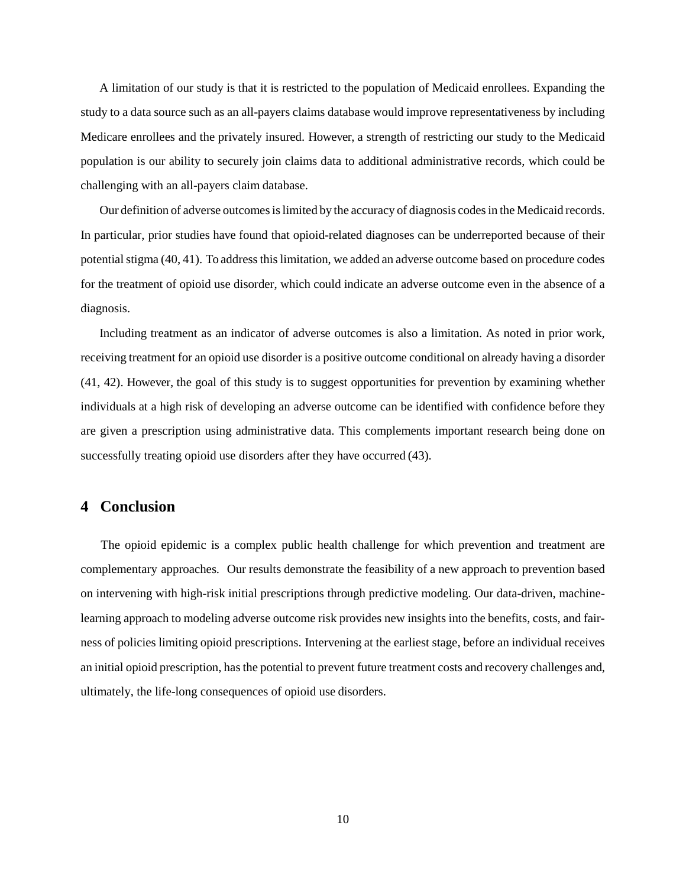A limitation of our study is that it is restricted to the population of Medicaid enrollees. Expanding the study to a data source such as an all-payers claims database would improve representativeness by including Medicare enrollees and the privately insured. However, a strength of restricting our study to the Medicaid population is our ability to securely join claims data to additional administrative records, which could be challenging with an all-payers claim database.

Our definition of adverse outcomes is limited by the accuracy of diagnosis codes in the Medicaid records. In particular, prior studies have found that opioid-related diagnoses can be underreported because of their potential stigma (40, 41). To address this limitation, we added an adverse outcome based on procedure codes for the treatment of opioid use disorder, which could indicate an adverse outcome even in the absence of a diagnosis.

Including treatment as an indicator of adverse outcomes is also a limitation. As noted in prior work, receiving treatment for an opioid use disorder is a positive outcome conditional on already having a disorder (41, 42). However, the goal of this study is to suggest opportunities for prevention by examining whether individuals at a high risk of developing an adverse outcome can be identified with confidence before they are given a prescription using administrative data. This complements important research being done on successfully treating opioid use disorders after they have occurred (43).

## 4 Conclusion

The opioid epidemic is a complex public health challenge for which prevention and treatment are complementary approaches. Our results demonstrate the feasibility of a new approach to prevention based on intervening with high-risk initial prescriptions through predictive modeling. Our data-driven, machine-learning approach to modeling adverse outcome risk provides new insights into the benefits, costs, and fairness of policies limiting opioid prescriptions. Intervening at the earliest stage, before an individual receives an initial opioid prescription, has the potential to prevent future treatment costs and recovery challenges and, ultimately, the life-long consequences of opioid use disorders.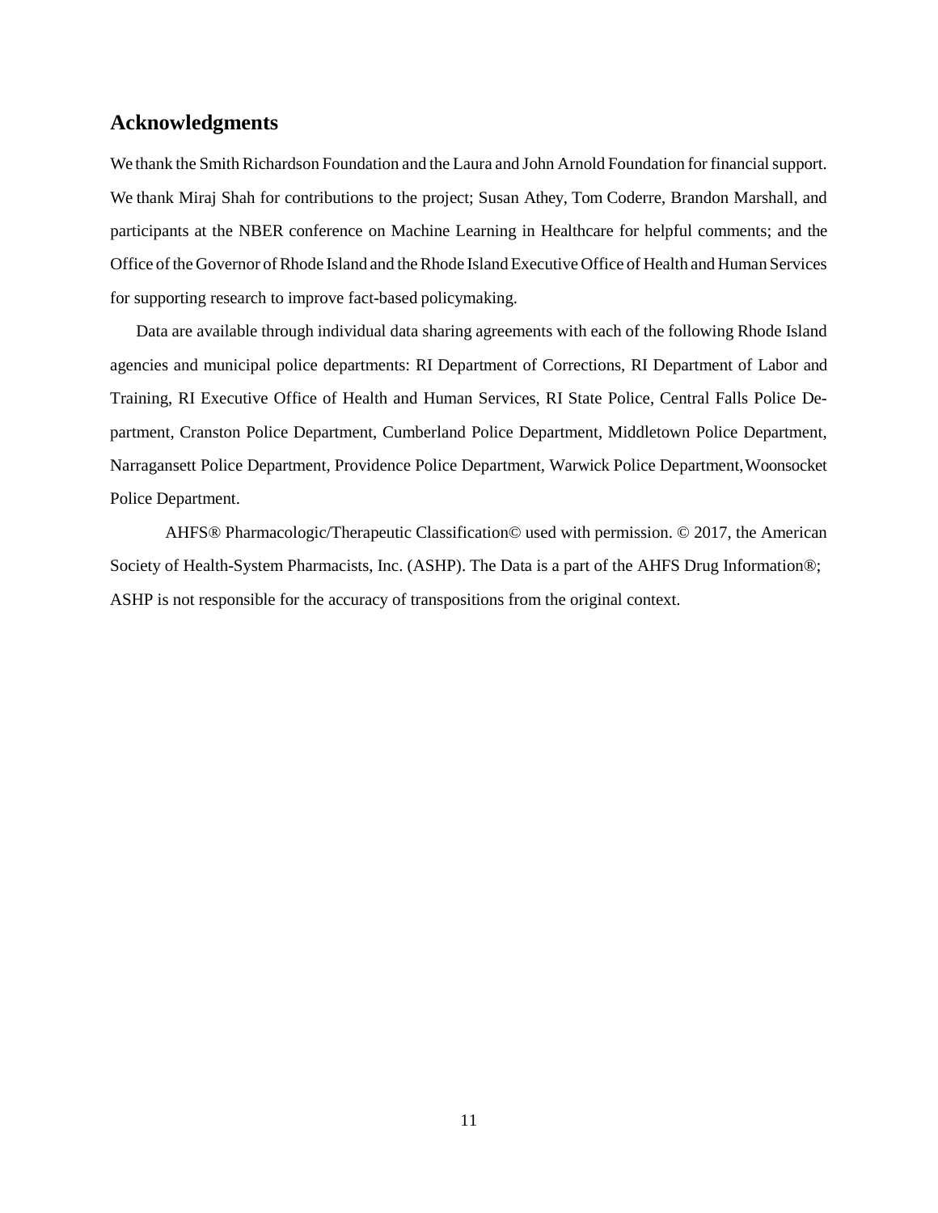## Acknowledgments

We thank the Smith Richardson Foundation and the Laura and John Arnold Foundation for financial support. We thank Miraj Shah for contributions to the project; Susan Athey, Tom Coderre, Brandon Marshall, and participants at the NBER conference on Machine Learning in Healthcare for helpful comments; and the Office of the Governor of Rhode Island and the Rhode Island Executive Office of Health and Human Services for supporting research to improve fact-based policymaking.

Data are available through individual data sharing agreements with each of the following Rhode Island agencies and municipal police departments: RI Department of Corrections, RI Department of Labor and Training, RI Executive Office of Health and Human Services, RI State Police, Central Falls Police Department, Cranston Police Department, Cumberland Police Department, Middletown Police Department, Narragansett Police Department, Providence Police Department, Warwick Police Department, Woonsocket Police Department.

AHFS® Pharmacologic/Therapeutic Classification© used with permission. © 2017, the American Society of Health-System Pharmacists, Inc. (ASHP). The Data is a part of the AHFS Drug Information®; ASHP is not responsible for the accuracy of transpositions from the original context.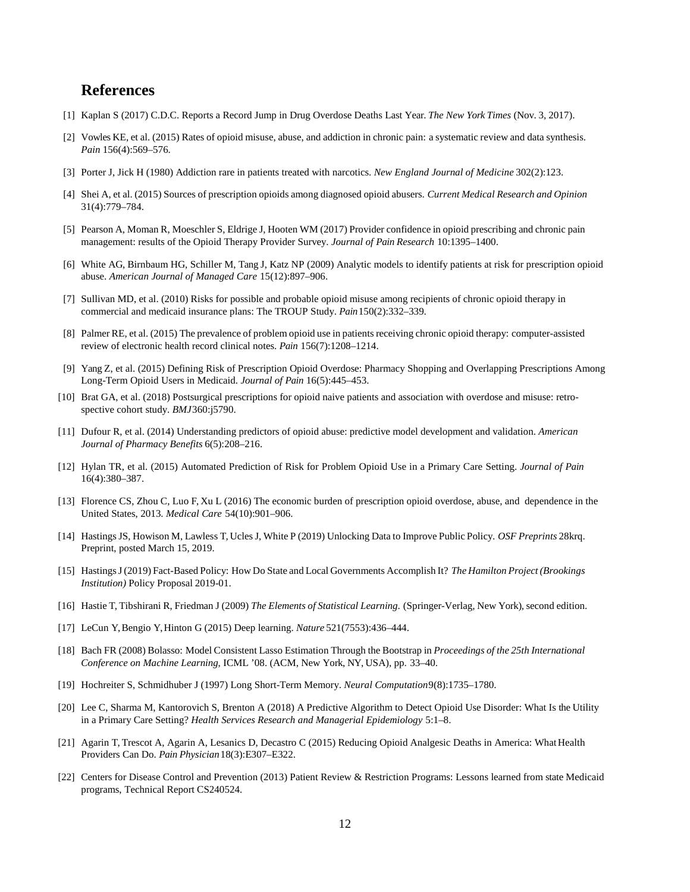## References

[1] Kaplan S (2017) C.D.C. Reports a Record Jump in Drug Overdose Deaths Last Year. *The New York Times* (Nov. 3, 2017).

[2] Vowles KE, et al. (2015) Rates of opioid misuse, abuse, and addiction in chronic pain: a systematic review and data synthesis. *Pain* 156(4):569–576.

[3] Porter J, Jick H (1980) Addiction rare in patients treated with narcotics. *New England Journal of Medicine* 302(2):123.

[4] Shei A, et al. (2015) Sources of prescription opioids among diagnosed opioid abusers. *Current Medical Research and Opinion* 31(4):779–784.

[5] Pearson A, Moman R, Moeschler S, Eldrige J, Hooten WM (2017) Provider confidence in opioid prescribing and chronic pain management: results of the Opioid Therapy Provider Survey. *Journal of Pain Research* 10:1395–1400.

[6] White AG, Birnbaum HG, Schiller M, Tang J, Katz NP (2009) Analytic models to identify patients at risk for prescription opioid abuse. *American Journal of Managed Care* 15(12):897–906.

[7] Sullivan MD, et al. (2010) Risks for possible and probable opioid misuse among recipients of chronic opioid therapy in commercial and medicaid insurance plans: The TROUP Study. *Pain* 150(2):332–339.

[8] Palmer RE, et al. (2015) The prevalence of problem opioid use in patients receiving chronic opioid therapy: computer-assisted review of electronic health record clinical notes. *Pain* 156(7):1208–1214.

[9] Yang Z, et al. (2015) Defining Risk of Prescription Opioid Overdose: Pharmacy Shopping and Overlapping Prescriptions Among Long-Term Opioid Users in Medicaid. *Journal of Pain* 16(5):445–453.

[10] Brat GA, et al. (2018) Postsurgical prescriptions for opioid naive patients and association with overdose and misuse: retrospective cohort study. *BMJ* 360:j5790.

[11] Dufour R, et al. (2014) Understanding predictors of opioid abuse: predictive model development and validation. *American Journal of Pharmacy Benefits* 6(5):208–216.

[12] Hylan TR, et al. (2015) Automated Prediction of Risk for Problem Opioid Use in a Primary Care Setting. *Journal of Pain* 16(4):380–387.

[13] Florence CS, Zhou C, Luo F, Xu L (2016) The economic burden of prescription opioid overdose, abuse, and dependence in the United States, 2013. *Medical Care* 54(10):901–906.

[14] Hastings JS, Howison M, Lawless T, Ucles J, White P (2019) Unlocking Data to Improve Public Policy. *OSF Preprints* 28krq. Preprint, posted March 15, 2019.

[15] Hastings J (2019) Fact-Based Policy: How Do State and Local Governments Accomplish It? *The Hamilton Project (Brookings Institution)* Policy Proposal 2019-01.

[16] Hastie T, Tibshirani R, Friedman J (2009) *The Elements of Statistical Learning.* (Springer-Verlag, New York), second edition.

[17] LeCun Y, Bengio Y, Hinton G (2015) Deep learning. *Nature* 521(7553):436–444.

[18] Bach FR (2008) Bolasso: Model Consistent Lasso Estimation Through the Bootstrap in *Proceedings of the 25th International Conference on Machine Learning*, ICML '08. (ACM, New York, NY, USA), pp. 33–40.

[19] Hochreiter S, Schmidhuber J (1997) Long Short-Term Memory. *Neural Computation* 9(8):1735–1780.

[20] Lee C, Sharma M, Kantorovich S, Brenton A (2018) A Predictive Algorithm to Detect Opioid Use Disorder: What Is the Utility in a Primary Care Setting? *Health Services Research and Managerial Epidemiology* 5:1–8.

[21] Agarin T, Trescot A, Agarin A, Lesanics D, Decastro C (2015) Reducing Opioid Analgesic Deaths in America: What Health Providers Can Do. *Pain Physician* 18(3):E307–E322.

[22] Centers for Disease Control and Prevention (2013) Patient Review & Restriction Programs: Lessons learned from state Medicaid programs, Technical Report CS240524.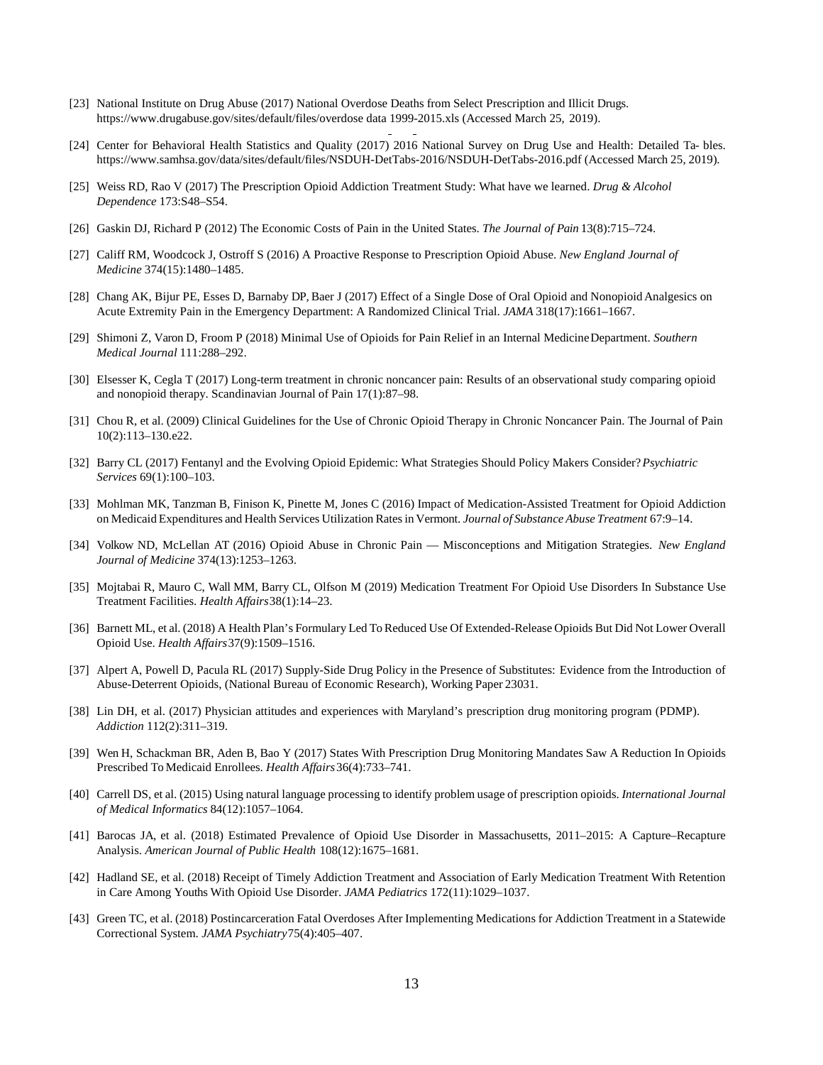[23] National Institute on Drug Abuse (2017) National Overdose Deaths from Select Prescription and Illicit Drugs. https://www.drugabuse.gov/sites/default/files/overdose_data_1999-2015.xls (Accessed March 25, 2019).

[24] Center for Behavioral Health Statistics and Quality (2017) 2016 National Survey on Drug Use and Health: Detailed Ta- bles. https://www.samhsa.gov/data/sites/default/files/NSDUH-DetTabs-2016/NSDUH-DetTabs-2016.pdf (Accessed March 25, 2019).

[25] Weiss RD, Rao V (2017) The Prescription Opioid Addiction Treatment Study: What have we learned. *Drug & Alcohol Dependence* 173:S48–S54.

[26] Gaskin DJ, Richard P (2012) The Economic Costs of Pain in the United States. *The Journal of Pain* 13(8):715–724.

[27] Califf RM, Woodcock J, Ostroff S (2016) A Proactive Response to Prescription Opioid Abuse. *New England Journal of Medicine* 374(15):1480–1485.

[28] Chang AK, Bijur PE, Esses D, Barnaby DP, Baer J (2017) Effect of a Single Dose of Oral Opioid and Nonopioid Analgesics on Acute Extremity Pain in the Emergency Department: A Randomized Clinical Trial. *JAMA* 318(17):1661–1667.

[29] Shimoni Z, Varon D, Froom P (2018) Minimal Use of Opioids for Pain Relief in an Internal Medicine Department. *Southern Medical Journal* 111:288–292.

[30] Elsesser K, Cegla T (2017) Long-term treatment in chronic noncancer pain: Results of an observational study comparing opioid and nonopioid therapy. Scandinavian Journal of Pain 17(1):87–98.

[31] Chou R, et al. (2009) Clinical Guidelines for the Use of Chronic Opioid Therapy in Chronic Noncancer Pain. The Journal of Pain 10(2):113–130.e22.

[32] Barry CL (2017) Fentanyl and the Evolving Opioid Epidemic: What Strategies Should Policy Makers Consider? *Psychiatric Services* 69(1):100–103.

[33] Mohlman MK, Tanzman B, Finison K, Pinette M, Jones C (2016) Impact of Medication-Assisted Treatment for Opioid Addiction on Medicaid Expenditures and Health Services Utilization Rates in Vermont. *Journal of Substance Abuse Treatment* 67:9–14.

[34] Volkow ND, McLellan AT (2016) Opioid Abuse in Chronic Pain — Misconceptions and Mitigation Strategies. *New England Journal of Medicine* 374(13):1253–1263.

[35] Mojtabai R, Mauro C, Wall MM, Barry CL, Olfson M (2019) Medication Treatment For Opioid Use Disorders In Substance Use Treatment Facilities. *Health Affairs* 38(1):14–23.

[36] Barnett ML, et al. (2018) A Health Plan's Formulary Led To Reduced Use Of Extended-Release Opioids But Did Not Lower Overall Opioid Use. *Health Affairs* 37(9):1509–1516.

[37] Alpert A, Powell D, Pacula RL (2017) Supply-Side Drug Policy in the Presence of Substitutes: Evidence from the Introduction of Abuse-Deterrent Opioids, (National Bureau of Economic Research), Working Paper 23031.

[38] Lin DH, et al. (2017) Physician attitudes and experiences with Maryland's prescription drug monitoring program (PDMP). *Addiction* 112(2):311–319.

[39] Wen H, Schackman BR, Aden B, Bao Y (2017) States With Prescription Drug Monitoring Mandates Saw A Reduction In Opioids Prescribed To Medicaid Enrollees. *Health Affairs* 36(4):733–741.

[40] Carrell DS, et al. (2015) Using natural language processing to identify problem usage of prescription opioids. *International Journal of Medical Informatics* 84(12):1057–1064.

[41] Barocas JA, et al. (2018) Estimated Prevalence of Opioid Use Disorder in Massachusetts, 2011–2015: A Capture–Recapture Analysis. *American Journal of Public Health* 108(12):1675–1681.

[42] Hadland SE, et al. (2018) Receipt of Timely Addiction Treatment and Association of Early Medication Treatment With Retention in Care Among Youths With Opioid Use Disorder. *JAMA Pediatrics* 172(11):1029–1037.

[43] Green TC, et al. (2018) Postincarceration Fatal Overdoses After Implementing Medications for Addiction Treatment in a Statewide Correctional System. *JAMA Psychiatry* 75(4):405–407.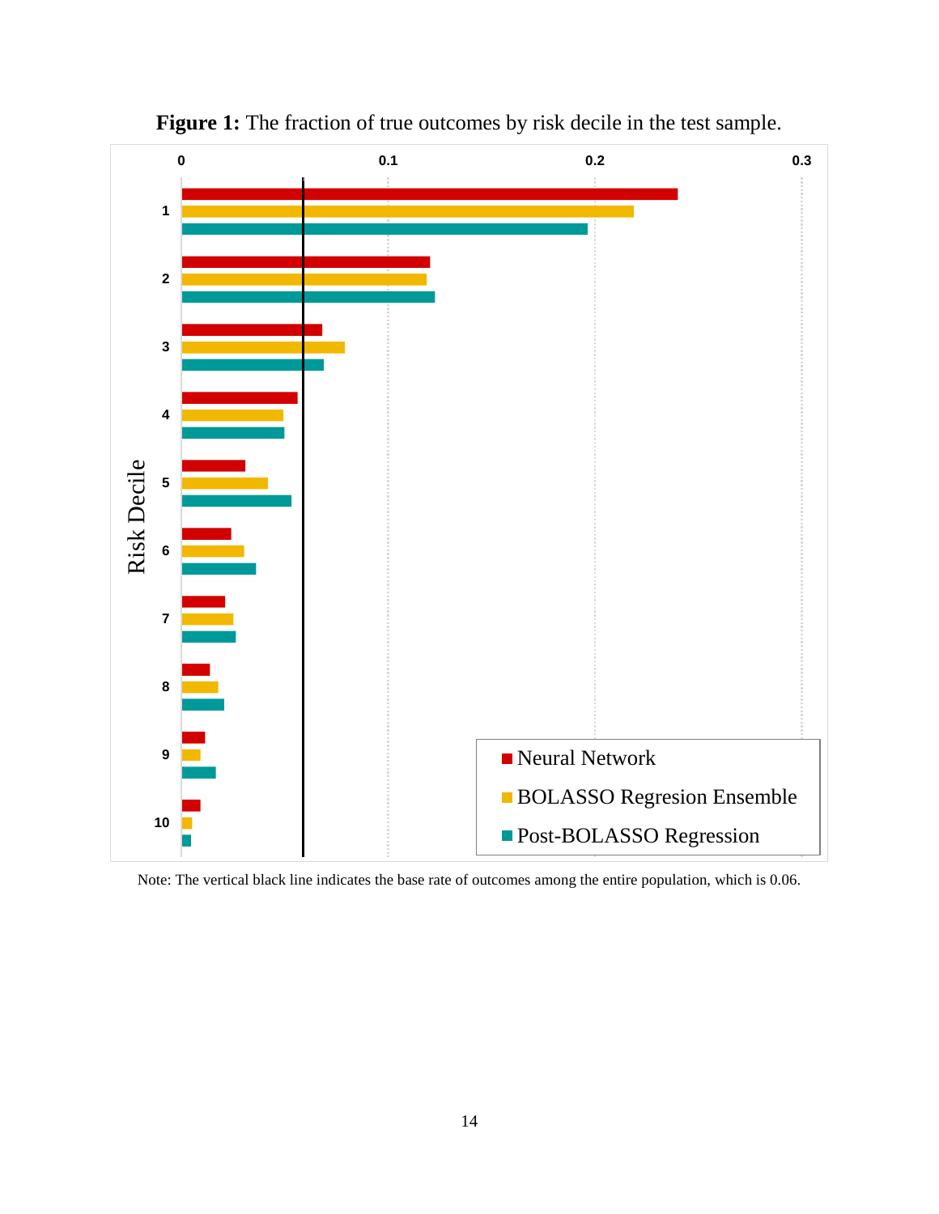**Figure 1:** The fraction of true outcomes by risk decile in the test sample.

Note: The vertical black line indicates the base rate of outcomes among the entire population, which is 0.06.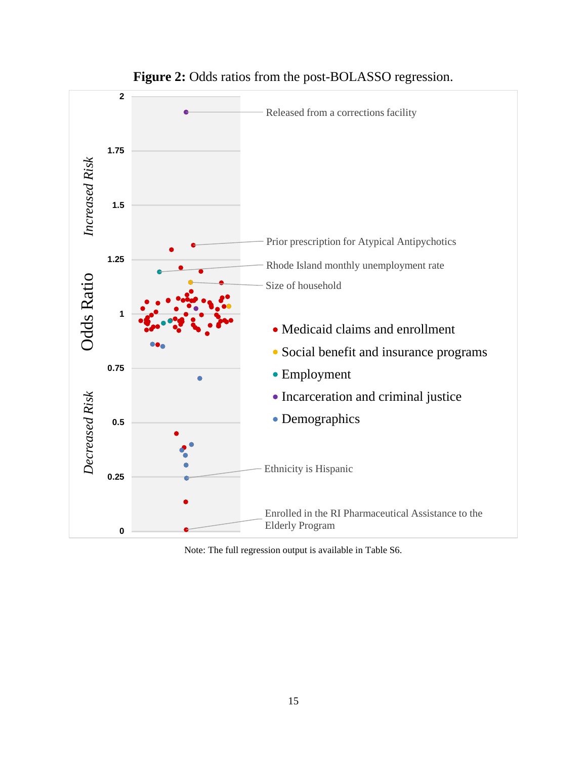**Figure 2:** Odds ratios from the post-BOLASSO regression.

Note: The full regression output is available in Table S6.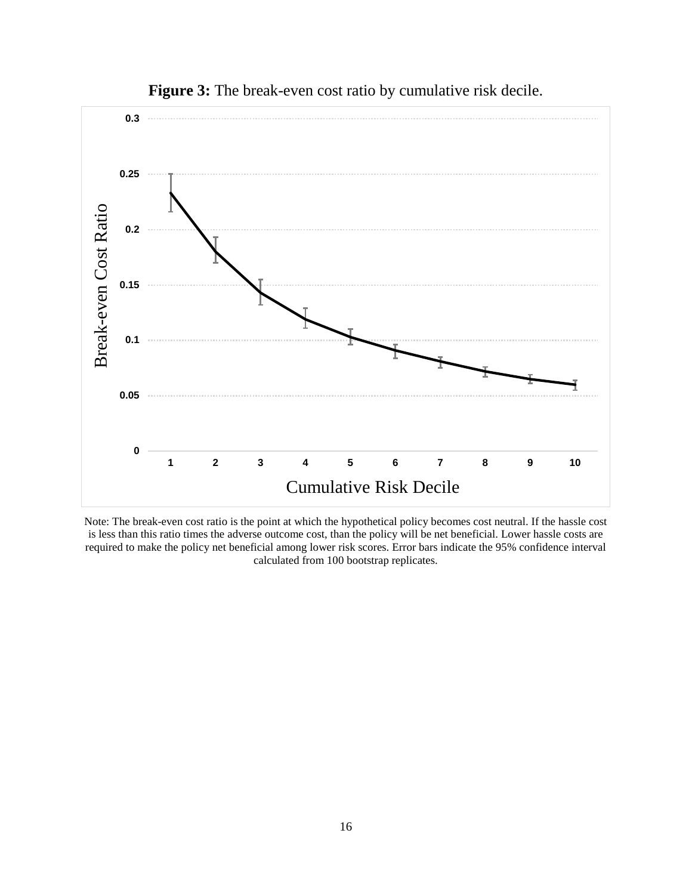**Figure 3:** The break-even cost ratio by cumulative risk decile.

Note: The break-even cost ratio is the point at which the hypothetical policy becomes cost neutral. If the hassle cost is less than this ratio times the adverse outcome cost, than the policy will be net beneficial. Lower hassle costs are required to make the policy net beneficial among lower risk scores. Error bars indicate the 95% confidence interval calculated from 100 bootstrap replicates.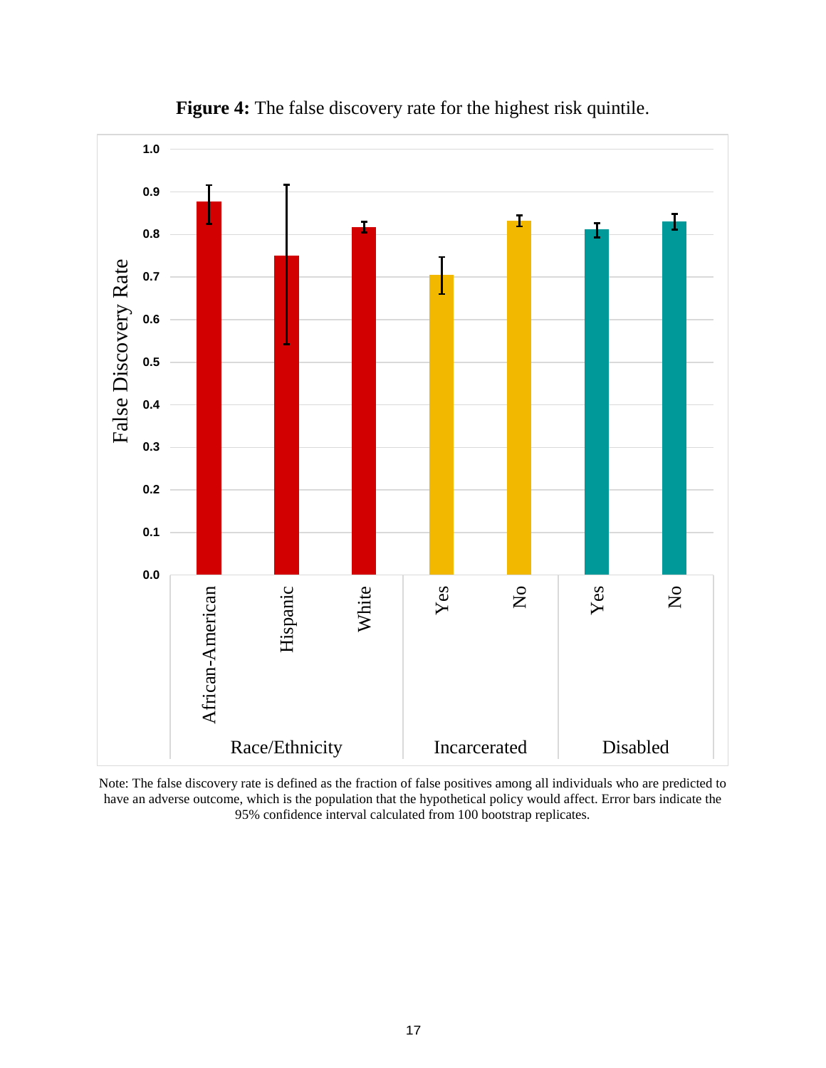**Figure 4:** The false discovery rate for the highest risk quintile.

Note: The false discovery rate is defined as the fraction of false positives among all individuals who are predicted to have an adverse outcome, which is the population that the hypothetical policy would affect. Error bars indicate the 95% confidence interval calculated from 100 bootstrap replicates.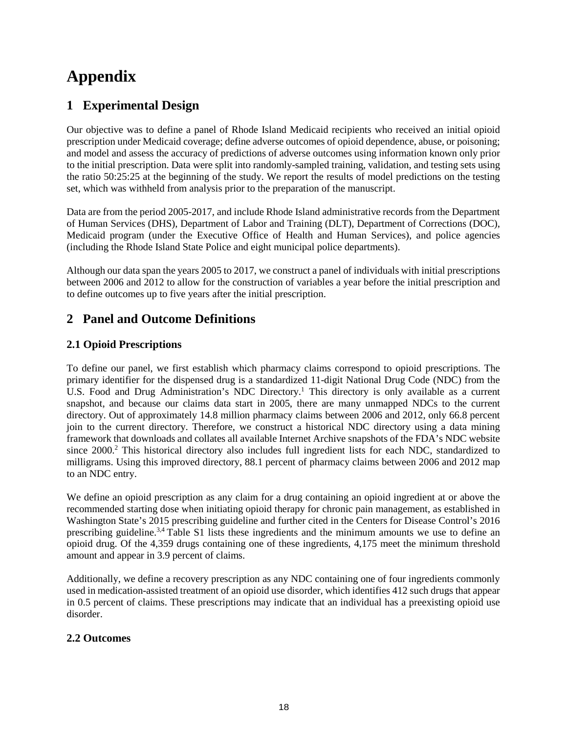# Appendix

## 1 Experimental Design

Our objective was to define a panel of Rhode Island Medicaid recipients who received an initial opioid prescription under Medicaid coverage; define adverse outcomes of opioid dependence, abuse, or poisoning; and model and assess the accuracy of predictions of adverse outcomes using information known only prior to the initial prescription. Data were split into randomly-sampled training, validation, and testing sets using the ratio 50:25:25 at the beginning of the study. We report the results of model predictions on the testing set, which was withheld from analysis prior to the preparation of the manuscript.

Data are from the period 2005-2017, and include Rhode Island administrative records from the Department of Human Services (DHS), Department of Labor and Training (DLT), Department of Corrections (DOC), Medicaid program (under the Executive Office of Health and Human Services), and police agencies (including the Rhode Island State Police and eight municipal police departments).

Although our data span the years 2005 to 2017, we construct a panel of individuals with initial prescriptions between 2006 and 2012 to allow for the construction of variables a year before the initial prescription and to define outcomes up to five years after the initial prescription.

## 2 Panel and Outcome Definitions

### 2.1 Opioid Prescriptions

To define our panel, we first establish which pharmacy claims correspond to opioid prescriptions. The primary identifier for the dispensed drug is a standardized 11-digit National Drug Code (NDC) from the U.S. Food and Drug Administration's NDC Directory.[1] This directory is only available as a current snapshot, and because our claims data start in 2005, there are many unmapped NDCs to the current directory. Out of approximately 14.8 million pharmacy claims between 2006 and 2012, only 66.8 percent join to the current directory. Therefore, we construct a historical NDC directory using a data mining framework that downloads and collates all available Internet Archive snapshots of the FDA's NDC website since 2000.[2] This historical directory also includes full ingredient lists for each NDC, standardized to milligrams. Using this improved directory, 88.1 percent of pharmacy claims between 2006 and 2012 map to an NDC entry.

We define an opioid prescription as any claim for a drug containing an opioid ingredient at or above the recommended starting dose when initiating opioid therapy for chronic pain management, as established in Washington State's 2015 prescribing guideline and further cited in the Centers for Disease Control's 2016 prescribing guideline.[3,4] Table S1 lists these ingredients and the minimum amounts we use to define an opioid drug. Of the 4,359 drugs containing one of these ingredients, 4,175 meet the minimum threshold amount and appear in 3.9 percent of claims.

Additionally, we define a recovery prescription as any NDC containing one of four ingredients commonly used in medication-assisted treatment of an opioid use disorder, which identifies 412 such drugs that appear in 0.5 percent of claims. These prescriptions may indicate that an individual has a preexisting opioid use disorder.

### 2.2 Outcomes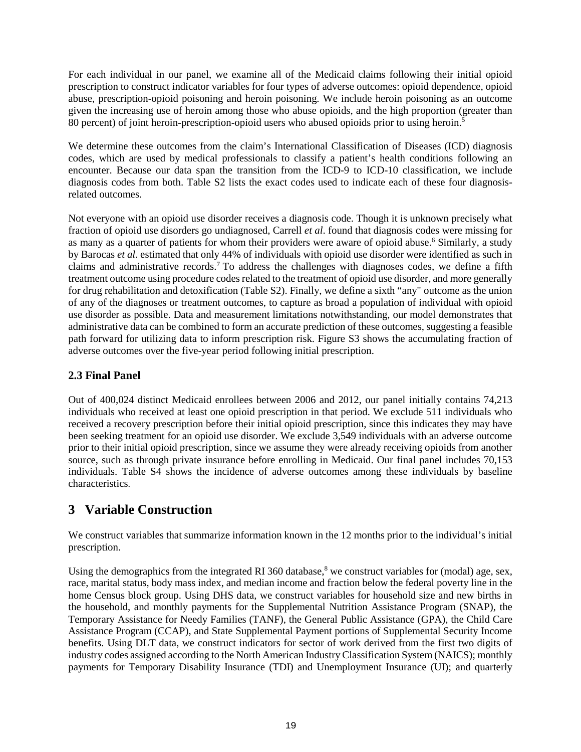For each individual in our panel, we examine all of the Medicaid claims following their initial opioid prescription to construct indicator variables for four types of adverse outcomes: opioid dependence, opioid abuse, prescription-opioid poisoning and heroin poisoning. We include heroin poisoning as an outcome given the increasing use of heroin among those who abuse opioids, and the high proportion (greater than 80 percent) of joint heroin-prescription-opioid users who abused opioids prior to using heroin.[5]

We determine these outcomes from the claim's International Classification of Diseases (ICD) diagnosis codes, which are used by medical professionals to classify a patient's health conditions following an encounter. Because our data span the transition from the ICD-9 to ICD-10 classification, we include diagnosis codes from both. Table S2 lists the exact codes used to indicate each of these four diagnosis-related outcomes.

Not everyone with an opioid use disorder receives a diagnosis code. Though it is unknown precisely what fraction of opioid use disorders go undiagnosed, Carrell *et al*. found that diagnosis codes were missing for as many as a quarter of patients for whom their providers were aware of opioid abuse.[6] Similarly, a study by Barocas *et al*. estimated that only 44% of individuals with opioid use disorder were identified as such in claims and administrative records.[7] To address the challenges with diagnoses codes, we define a fifth treatment outcome using procedure codes related to the treatment of opioid use disorder, and more generally for drug rehabilitation and detoxification (Table S2). Finally, we define a sixth "any" outcome as the union of any of the diagnoses or treatment outcomes, to capture as broad a population of individual with opioid use disorder as possible. Data and measurement limitations notwithstanding, our model demonstrates that administrative data can be combined to form an accurate prediction of these outcomes, suggesting a feasible path forward for utilizing data to inform prescription risk. Figure S3 shows the accumulating fraction of adverse outcomes over the five-year period following initial prescription.

### 2.3 Final Panel

Out of 400,024 distinct Medicaid enrollees between 2006 and 2012, our panel initially contains 74,213 individuals who received at least one opioid prescription in that period. We exclude 511 individuals who received a recovery prescription before their initial opioid prescription, since this indicates they may have been seeking treatment for an opioid use disorder. We exclude 3,549 individuals with an adverse outcome prior to their initial opioid prescription, since we assume they were already receiving opioids from another source, such as through private insurance before enrolling in Medicaid. Our final panel includes 70,153 individuals. Table S4 shows the incidence of adverse outcomes among these individuals by baseline characteristics.

## 3 Variable Construction

We construct variables that summarize information known in the 12 months prior to the individual's initial prescription.

Using the demographics from the integrated RI 360 database,[8] we construct variables for (modal) age, sex, race, marital status, body mass index, and median income and fraction below the federal poverty line in the home Census block group. Using DHS data, we construct variables for household size and new births in the household, and monthly payments for the Supplemental Nutrition Assistance Program (SNAP), the Temporary Assistance for Needy Families (TANF), the General Public Assistance (GPA), the Child Care Assistance Program (CCAP), and State Supplemental Payment portions of Supplemental Security Income benefits. Using DLT data, we construct indicators for sector of work derived from the first two digits of industry codes assigned according to the North American Industry Classification System (NAICS); monthly payments for Temporary Disability Insurance (TDI) and Unemployment Insurance (UI); and quarterly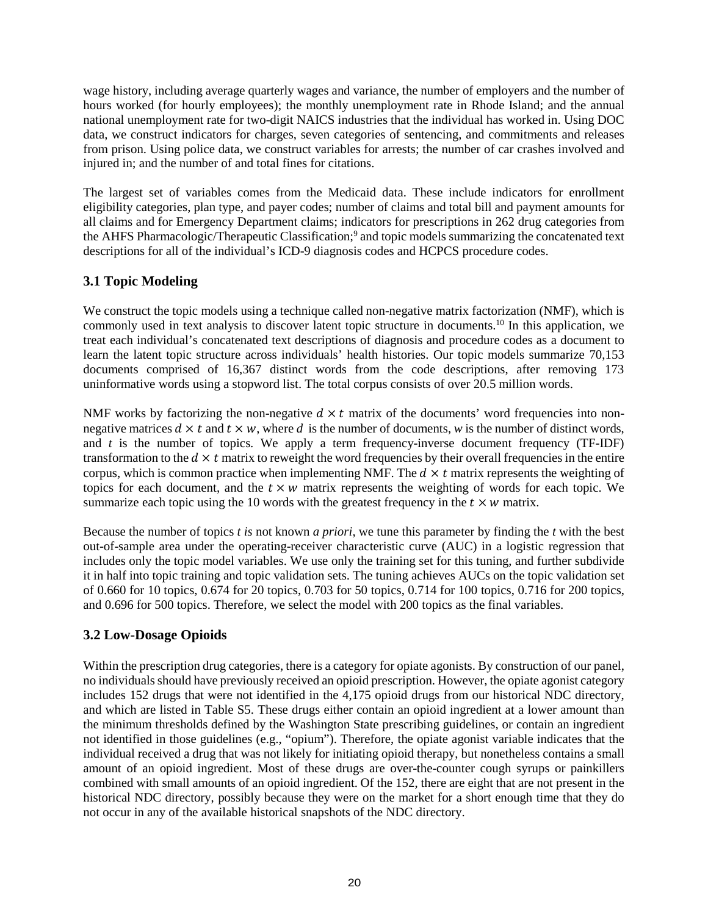wage history, including average quarterly wages and variance, the number of employers and the number of hours worked (for hourly employees); the monthly unemployment rate in Rhode Island; and the annual national unemployment rate for two-digit NAICS industries that the individual has worked in. Using DOC data, we construct indicators for charges, seven categories of sentencing, and commitments and releases from prison. Using police data, we construct variables for arrests; the number of car crashes involved and injured in; and the number of and total fines for citations.

The largest set of variables comes from the Medicaid data. These include indicators for enrollment eligibility categories, plan type, and payer codes; number of claims and total bill and payment amounts for all claims and for Emergency Department claims; indicators for prescriptions in 262 drug categories from the AHFS Pharmacologic/Therapeutic Classification;[9] and topic models summarizing the concatenated text descriptions for all of the individual's ICD-9 diagnosis codes and HCPCS procedure codes.

### 3.1 Topic Modeling

We construct the topic models using a technique called non-negative matrix factorization (NMF), which is commonly used in text analysis to discover latent topic structure in documents.[10] In this application, we treat each individual's concatenated text descriptions of diagnosis and procedure codes as a document to learn the latent topic structure across individuals' health histories. Our topic models summarize 70,153 documents comprised of 16,367 distinct words from the code descriptions, after removing 173 uninformative words using a stopword list. The total corpus consists of over 20.5 million words.

NMF works by factorizing the non-negative $d \times t$ matrix of the documents' word frequencies into non-negative matrices $d \times t$ and $t \times w$, where $d$ is the number of documents, $w$ is the number of distinct words, and $t$ is the number of topics. We apply a term frequency-inverse document frequency (TF-IDF) transformation to the $d \times t$ matrix to reweight the word frequencies by their overall frequencies in the entire corpus, which is common practice when implementing NMF. The $d \times t$ matrix represents the weighting of topics for each document, and the $t \times w$ matrix represents the weighting of words for each topic. We summarize each topic using the 10 words with the greatest frequency in the $t \times w$ matrix.

Because the number of topics $t$ *is* not known *a priori*, we tune this parameter by finding the $t$ with the best out-of-sample area under the operating-receiver characteristic curve (AUC) in a logistic regression that includes only the topic model variables. We use only the training set for this tuning, and further subdivide it in half into topic training and topic validation sets. The tuning achieves AUCs on the topic validation set of 0.660 for 10 topics, 0.674 for 20 topics, 0.703 for 50 topics, 0.714 for 100 topics, 0.716 for 200 topics, and 0.696 for 500 topics. Therefore, we select the model with 200 topics as the final variables.

### 3.2 Low-Dosage Opioids

Within the prescription drug categories, there is a category for opiate agonists. By construction of our panel, no individuals should have previously received an opioid prescription. However, the opiate agonist category includes 152 drugs that were not identified in the 4,175 opioid drugs from our historical NDC directory, and which are listed in Table S5. These drugs either contain an opioid ingredient at a lower amount than the minimum thresholds defined by the Washington State prescribing guidelines, or contain an ingredient not identified in those guidelines (e.g., "opium"). Therefore, the opiate agonist variable indicates that the individual received a drug that was not likely for initiating opioid therapy, but nonetheless contains a small amount of an opioid ingredient. Most of these drugs are over-the-counter cough syrups or painkillers combined with small amounts of an opioid ingredient. Of the 152, there are eight that are not present in the historical NDC directory, possibly because they were on the market for a short enough time that they do not occur in any of the available historical snapshots of the NDC directory.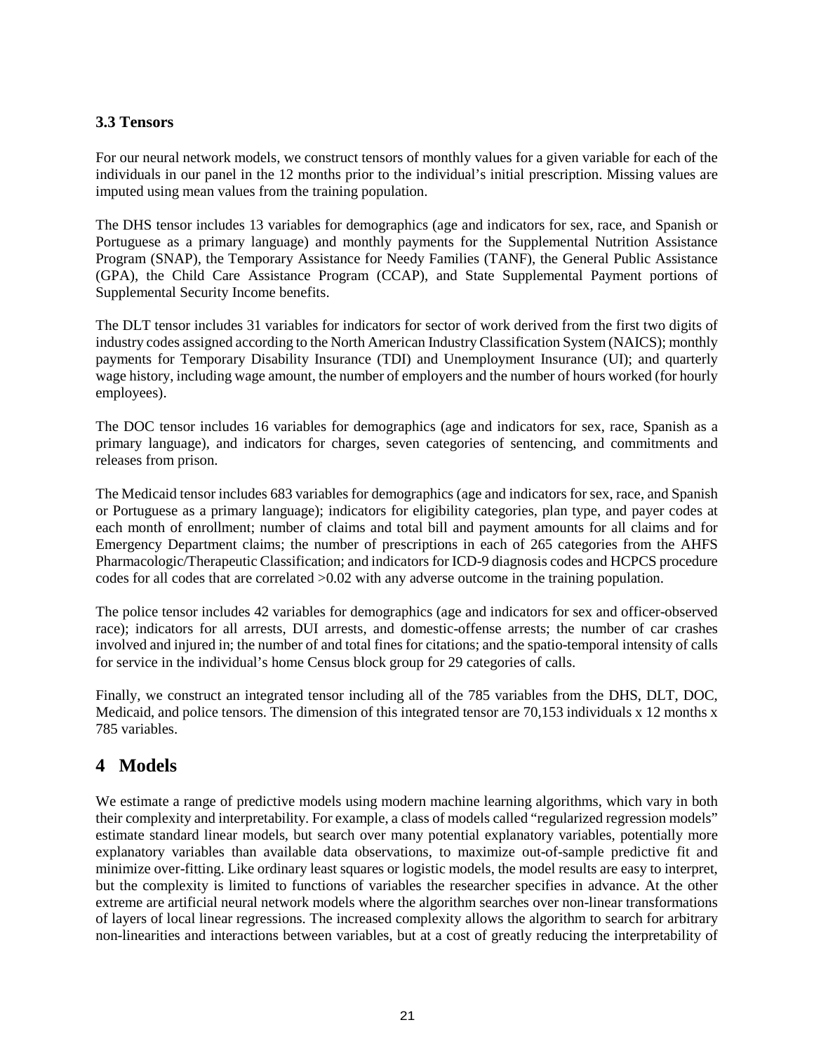### 3.3 Tensors

For our neural network models, we construct tensors of monthly values for a given variable for each of the individuals in our panel in the 12 months prior to the individual's initial prescription. Missing values are imputed using mean values from the training population.

The DHS tensor includes 13 variables for demographics (age and indicators for sex, race, and Spanish or Portuguese as a primary language) and monthly payments for the Supplemental Nutrition Assistance Program (SNAP), the Temporary Assistance for Needy Families (TANF), the General Public Assistance (GPA), the Child Care Assistance Program (CCAP), and State Supplemental Payment portions of Supplemental Security Income benefits.

The DLT tensor includes 31 variables for indicators for sector of work derived from the first two digits of industry codes assigned according to the North American Industry Classification System (NAICS); monthly payments for Temporary Disability Insurance (TDI) and Unemployment Insurance (UI); and quarterly wage history, including wage amount, the number of employers and the number of hours worked (for hourly employees).

The DOC tensor includes 16 variables for demographics (age and indicators for sex, race, Spanish as a primary language), and indicators for charges, seven categories of sentencing, and commitments and releases from prison.

The Medicaid tensor includes 683 variables for demographics (age and indicators for sex, race, and Spanish or Portuguese as a primary language); indicators for eligibility categories, plan type, and payer codes at each month of enrollment; number of claims and total bill and payment amounts for all claims and for Emergency Department claims; the number of prescriptions in each of 265 categories from the AHFS Pharmacologic/Therapeutic Classification; and indicators for ICD-9 diagnosis codes and HCPCS procedure codes for all codes that are correlated >0.02 with any adverse outcome in the training population.

The police tensor includes 42 variables for demographics (age and indicators for sex and officer-observed race); indicators for all arrests, DUI arrests, and domestic-offense arrests; the number of car crashes involved and injured in; the number of and total fines for citations; and the spatio-temporal intensity of calls for service in the individual's home Census block group for 29 categories of calls.

Finally, we construct an integrated tensor including all of the 785 variables from the DHS, DLT, DOC, Medicaid, and police tensors. The dimension of this integrated tensor are 70,153 individuals x 12 months x 785 variables.

# 4 Models

We estimate a range of predictive models using modern machine learning algorithms, which vary in both their complexity and interpretability. For example, a class of models called "regularized regression models" estimate standard linear models, but search over many potential explanatory variables, potentially more explanatory variables than available data observations, to maximize out-of-sample predictive fit and minimize over-fitting. Like ordinary least squares or logistic models, the model results are easy to interpret, but the complexity is limited to functions of variables the researcher specifies in advance. At the other extreme are artificial neural network models where the algorithm searches over non-linear transformations of layers of local linear regressions. The increased complexity allows the algorithm to search for arbitrary non-linearities and interactions between variables, but at a cost of greatly reducing the interpretability of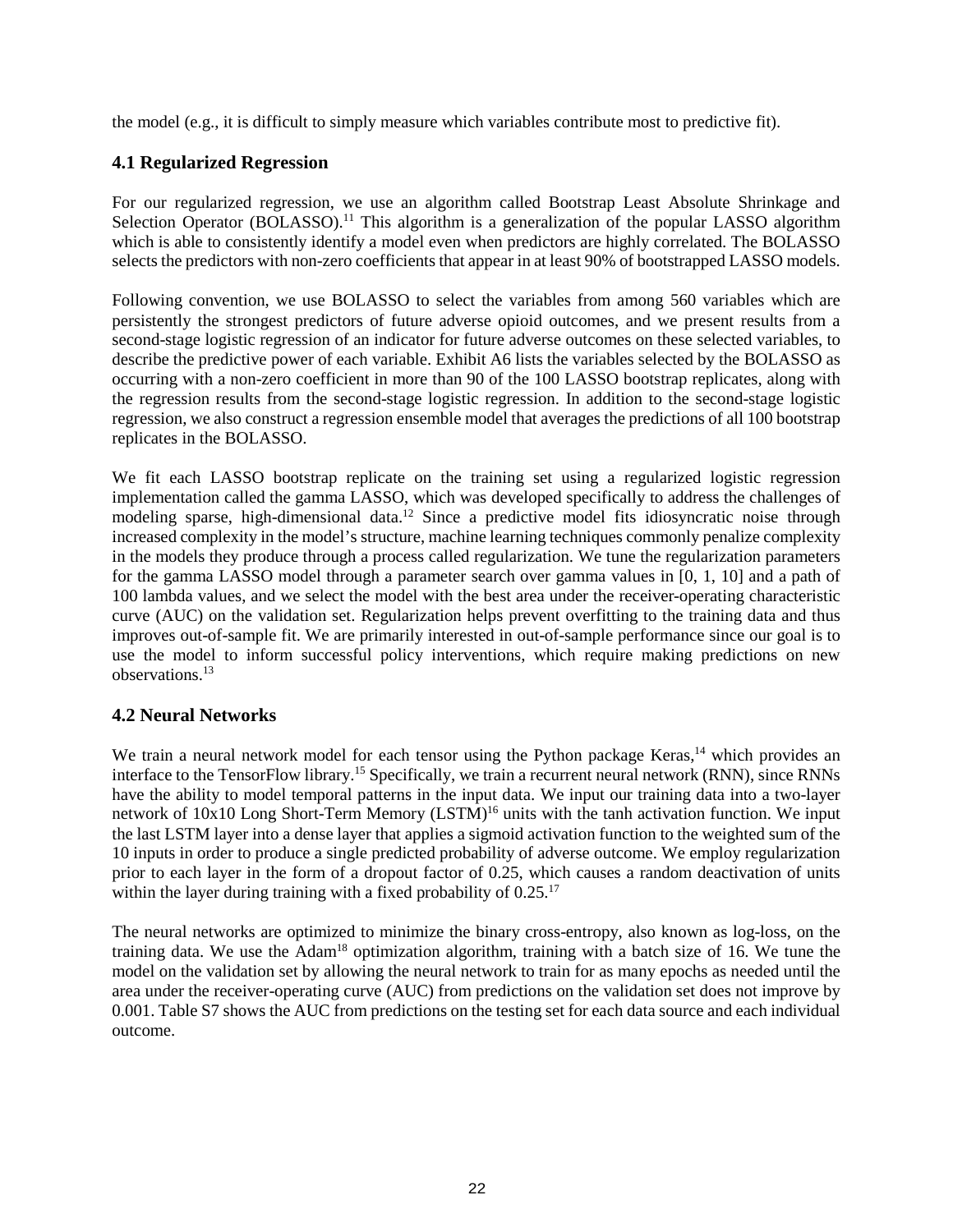the model (e.g., it is difficult to simply measure which variables contribute most to predictive fit).

### 4.1 Regularized Regression

For our regularized regression, we use an algorithm called Bootstrap Least Absolute Shrinkage and Selection Operator (BOLASSO).[11] This algorithm is a generalization of the popular LASSO algorithm which is able to consistently identify a model even when predictors are highly correlated. The BOLASSO selects the predictors with non-zero coefficients that appear in at least 90% of bootstrapped LASSO models.

Following convention, we use BOLASSO to select the variables from among 560 variables which are persistently the strongest predictors of future adverse opioid outcomes, and we present results from a second-stage logistic regression of an indicator for future adverse outcomes on these selected variables, to describe the predictive power of each variable. Exhibit A6 lists the variables selected by the BOLASSO as occurring with a non-zero coefficient in more than 90 of the 100 LASSO bootstrap replicates, along with the regression results from the second-stage logistic regression. In addition to the second-stage logistic regression, we also construct a regression ensemble model that averages the predictions of all 100 bootstrap replicates in the BOLASSO.

We fit each LASSO bootstrap replicate on the training set using a regularized logistic regression implementation called the gamma LASSO, which was developed specifically to address the challenges of modeling sparse, high-dimensional data.[12] Since a predictive model fits idiosyncratic noise through increased complexity in the model's structure, machine learning techniques commonly penalize complexity in the models they produce through a process called regularization. We tune the regularization parameters for the gamma LASSO model through a parameter search over gamma values in [0, 1, 10] and a path of 100 lambda values, and we select the model with the best area under the receiver-operating characteristic curve (AUC) on the validation set. Regularization helps prevent overfitting to the training data and thus improves out-of-sample fit. We are primarily interested in out-of-sample performance since our goal is to use the model to inform successful policy interventions, which require making predictions on new observations.[13]

### 4.2 Neural Networks

We train a neural network model for each tensor using the Python package Keras,[14] which provides an interface to the TensorFlow library.[15] Specifically, we train a recurrent neural network (RNN), since RNNs have the ability to model temporal patterns in the input data. We input our training data into a two-layer network of 10x10 Long Short-Term Memory (LSTM)[16] units with the tanh activation function. We input the last LSTM layer into a dense layer that applies a sigmoid activation function to the weighted sum of the 10 inputs in order to produce a single predicted probability of adverse outcome. We employ regularization prior to each layer in the form of a dropout factor of 0.25, which causes a random deactivation of units within the layer during training with a fixed probability of 0.25.[17]

The neural networks are optimized to minimize the binary cross-entropy, also known as log-loss, on the training data. We use the Adam[18] optimization algorithm, training with a batch size of 16. We tune the model on the validation set by allowing the neural network to train for as many epochs as needed until the area under the receiver-operating curve (AUC) from predictions on the validation set does not improve by 0.001. Table S7 shows the AUC from predictions on the testing set for each data source and each individual outcome.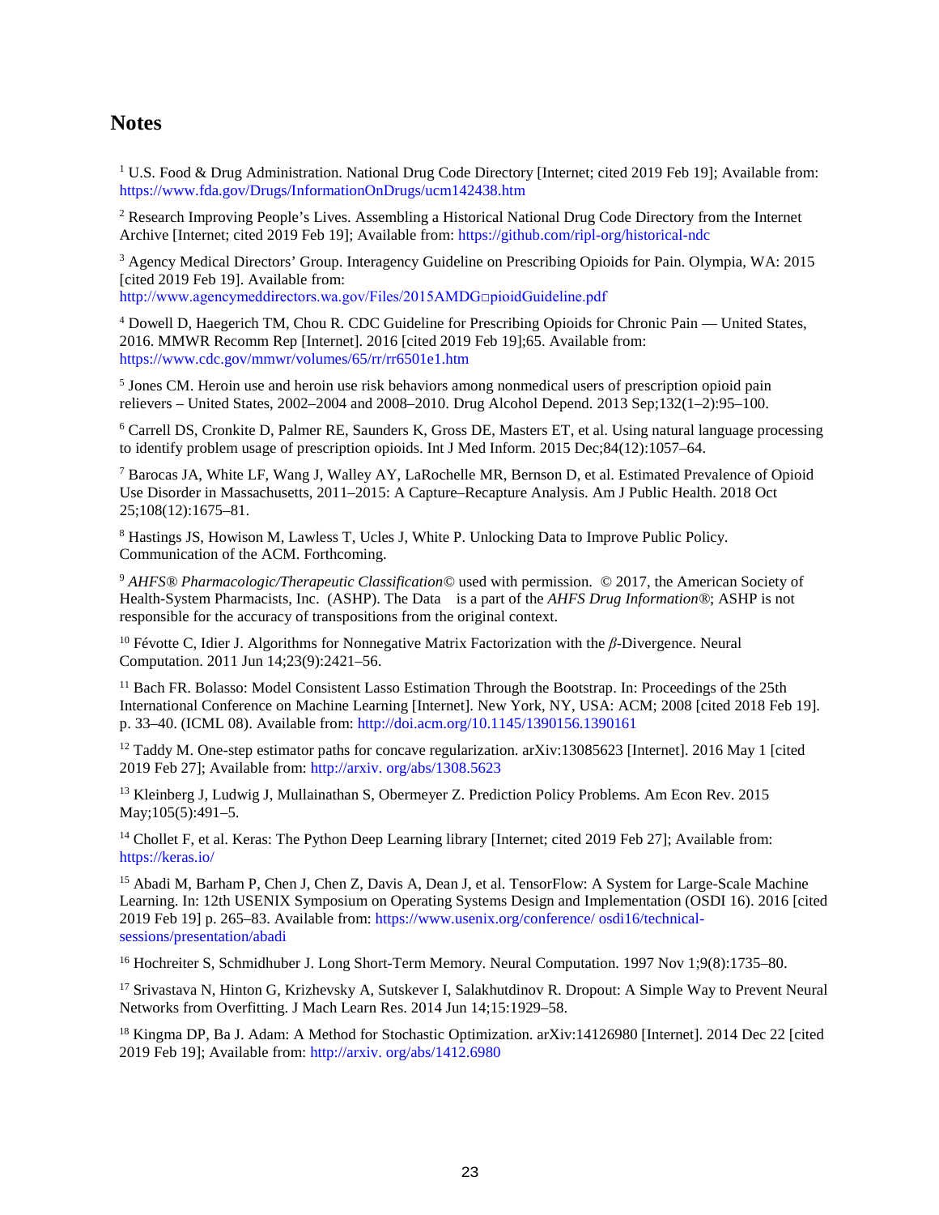## Notes

[1] U.S. Food & Drug Administration. National Drug Code Directory [Internet; cited 2019 Feb 19]; Available from: https://www.fda.gov/Drugs/InformationOnDrugs/ucm142438.htm

[2] Research Improving People's Lives. Assembling a Historical National Drug Code Directory from the Internet Archive [Internet; cited 2019 Feb 19]; Available from: https://github.com/ripl-org/historical-ndc

[3] Agency Medical Directors' Group. Interagency Guideline on Prescribing Opioids for Pain. Olympia, WA: 2015 [cited 2019 Feb 19]. Available from: http://www.agencymeddirectors.wa.gov/Files/2015AMDG□pioidGuideline.pdf

[4] Dowell D, Haegerich TM, Chou R. CDC Guideline for Prescribing Opioids for Chronic Pain — United States, 2016. MMWR Recomm Rep [Internet]. 2016 [cited 2019 Feb 19];65. Available from: https://www.cdc.gov/mmwr/volumes/65/rr/rr6501e1.htm

[5] Jones CM. Heroin use and heroin use risk behaviors among nonmedical users of prescription opioid pain relievers – United States, 2002–2004 and 2008–2010. Drug Alcohol Depend. 2013 Sep;132(1–2):95–100.

[6] Carrell DS, Cronkite D, Palmer RE, Saunders K, Gross DE, Masters ET, et al. Using natural language processing to identify problem usage of prescription opioids. Int J Med Inform. 2015 Dec;84(12):1057–64.

[7] Barocas JA, White LF, Wang J, Walley AY, LaRochelle MR, Bernson D, et al. Estimated Prevalence of Opioid Use Disorder in Massachusetts, 2011–2015: A Capture–Recapture Analysis. Am J Public Health. 2018 Oct 25;108(12):1675–81.

[8] Hastings JS, Howison M, Lawless T, Ucles J, White P. Unlocking Data to Improve Public Policy. Communication of the ACM. Forthcoming.

[9] *AHFS® Pharmacologic/Therapeutic Classification©* used with permission. © 2017, the American Society of Health-System Pharmacists, Inc. (ASHP). The Data is a part of the *AHFS Drug Information®*; ASHP is not responsible for the accuracy of transpositions from the original context.

[10] Févotte C, Idier J. Algorithms for Nonnegative Matrix Factorization with the $\beta$-Divergence. Neural Computation. 2011 Jun 14;23(9):2421–56.

[11] Bach FR. Bolasso: Model Consistent Lasso Estimation Through the Bootstrap. In: Proceedings of the 25th International Conference on Machine Learning [Internet]. New York, NY, USA: ACM; 2008 [cited 2018 Feb 19]. p. 33–40. (ICML 08). Available from: http://doi.acm.org/10.1145/1390156.1390161

[12] Taddy M. One-step estimator paths for concave regularization. arXiv:13085623 [Internet]. 2016 May 1 [cited 2019 Feb 27]; Available from: http://arxiv. org/abs/1308.5623

[13] Kleinberg J, Ludwig J, Mullainathan S, Obermeyer Z. Prediction Policy Problems. Am Econ Rev. 2015 May;105(5):491–5.

[14] Chollet F, et al. Keras: The Python Deep Learning library [Internet; cited 2019 Feb 27]; Available from: https://keras.io/

[15] Abadi M, Barham P, Chen J, Chen Z, Davis A, Dean J, et al. TensorFlow: A System for Large-Scale Machine Learning. In: 12th USENIX Symposium on Operating Systems Design and Implementation (OSDI 16). 2016 [cited 2019 Feb 19] p. 265–83. Available from: https://www.usenix.org/conference/ osdi16/technical-sessions/presentation/abadi

[16] Hochreiter S, Schmidhuber J. Long Short-Term Memory. Neural Computation. 1997 Nov 1;9(8):1735–80.

[17] Srivastava N, Hinton G, Krizhevsky A, Sutskever I, Salakhutdinov R. Dropout: A Simple Way to Prevent Neural Networks from Overfitting. J Mach Learn Res. 2014 Jun 14;15:1929–58.

[18] Kingma DP, Ba J. Adam: A Method for Stochastic Optimization. arXiv:14126980 [Internet]. 2014 Dec 22 [cited 2019 Feb 19]; Available from: http://arxiv. org/abs/1412.6980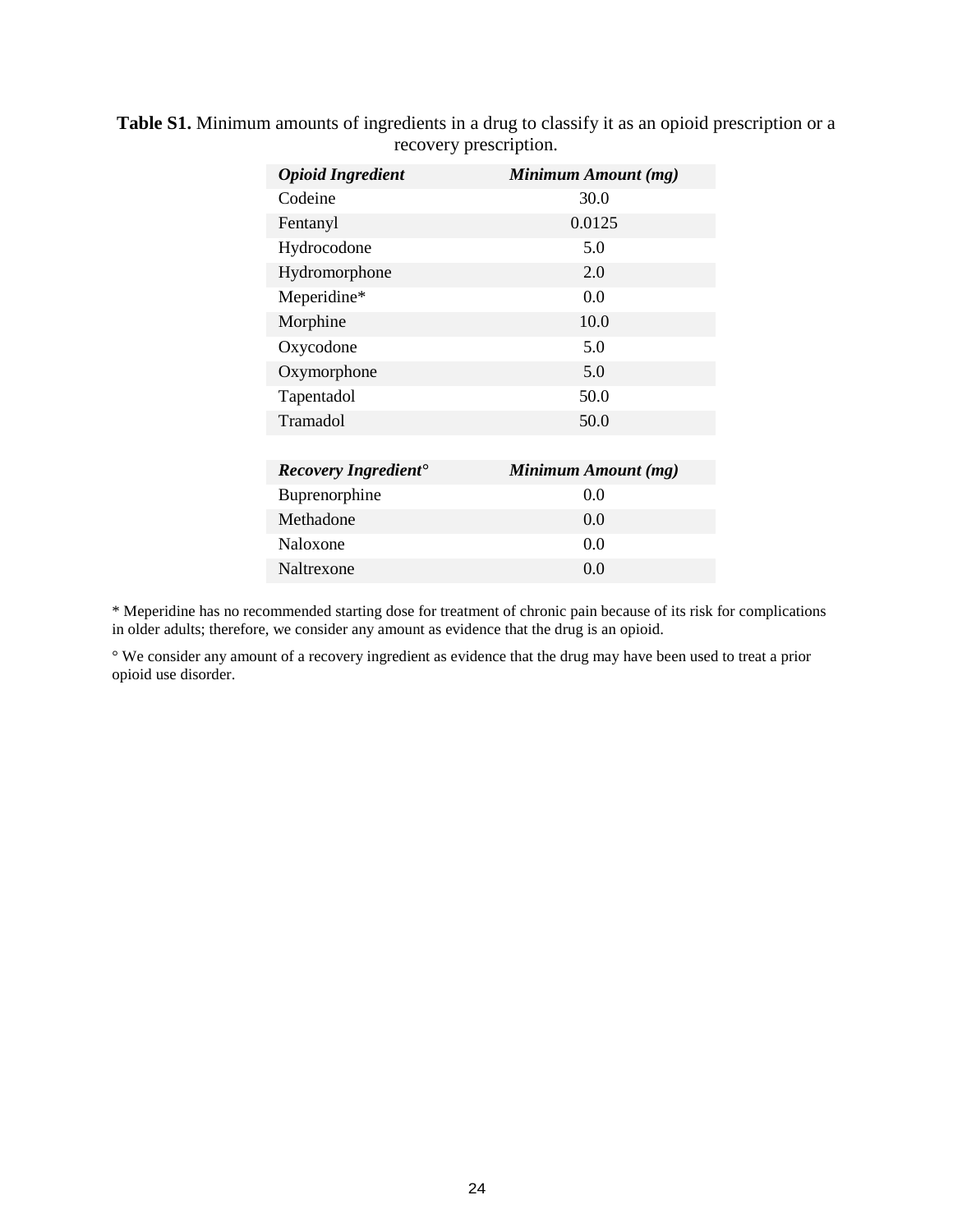**Table S1.** Minimum amounts of ingredients in a drug to classify it as an opioid prescription or a recovery prescription.

| *Opioid Ingredient* | *Minimum Amount (mg)* |
|---|---|
| Codeine | 30.0 |
| Fentanyl | 0.0125 |
| Hydrocodone | 5.0 |
| Hydromorphone | 2.0 |
| Meperidine* | 0.0 |
| Morphine | 10.0 |
| Oxycodone | 5.0 |
| Oxymorphone | 5.0 |
| Tapentadol | 50.0 |
| Tramadol | 50.0 |

| *Recovery Ingredient°* | *Minimum Amount (mg)* |
|---|---|
| Buprenorphine | 0.0 |
| Methadone | 0.0 |
| Naloxone | 0.0 |
| Naltrexone | 0.0 |

* Meperidine has no recommended starting dose for treatment of chronic pain because of its risk for complications in older adults; therefore, we consider any amount as evidence that the drug is an opioid.

° We consider any amount of a recovery ingredient as evidence that the drug may have been used to treat a prior opioid use disorder.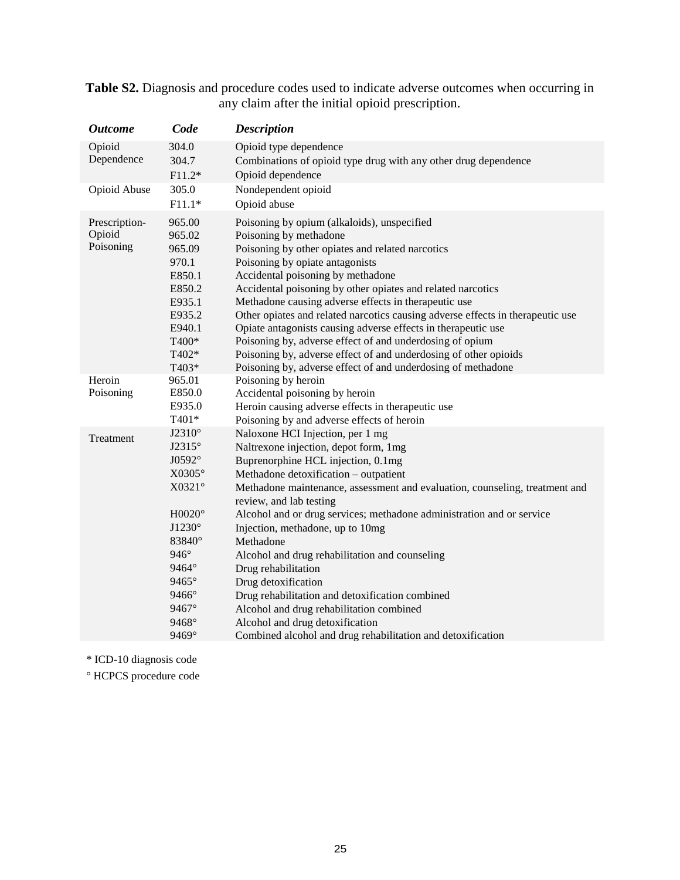**Table S2.** Diagnosis and procedure codes used to indicate adverse outcomes when occurring in any claim after the initial opioid prescription.

| ***Outcome*** | ***Code*** | ***Description*** |
|---|---|---|
| Opioid Dependence | 304.0 | Opioid type dependence |
| | 304.7 | Combinations of opioid type drug with any other drug dependence |
| | F11.2* | Opioid dependence |
| Opioid Abuse | 305.0 | Nondependent opioid |
| | F11.1* | Opioid abuse |
| Prescription-Opioid Poisoning | 965.00 | Poisoning by opium (alkaloids), unspecified |
| | 965.02 | Poisoning by methadone |
| | 965.09 | Poisoning by other opiates and related narcotics |
| | 970.1 | Poisoning by opiate antagonists |
| | E850.1 | Accidental poisoning by methadone |
| | E850.2 | Accidental poisoning by other opiates and related narcotics |
| | E935.1 | Methadone causing adverse effects in therapeutic use |
| | E935.2 | Other opiates and related narcotics causing adverse effects in therapeutic use |
| | E940.1 | Opiate antagonists causing adverse effects in therapeutic use |
| | T400* | Poisoning by, adverse effect of and underdosing of opium |
| | T402* | Poisoning by, adverse effect of and underdosing of other opioids |
| | T403* | Poisoning by, adverse effect of and underdosing of methadone |
| Heroin Poisoning | 965.01 | Poisoning by heroin |
| | E850.0 | Accidental poisoning by heroin |
| | E935.0 | Heroin causing adverse effects in therapeutic use |
| | T401* | Poisoning by and adverse effects of heroin |
| Treatment | J2310° | Naloxone HCI Injection, per 1 mg |
| | J2315° | Naltrexone injection, depot form, 1mg |
| | J0592° | Buprenorphine HCL injection, 0.1mg |
| | X0305° | Methadone detoxification – outpatient |
| | X0321° | Methadone maintenance, assessment and evaluation, counseling, treatment and review, and lab testing |
| | H0020° | Alcohol and or drug services; methadone administration and or service |
| | J1230° | Injection, methadone, up to 10mg |
| | 83840° | Methadone |
| | 946° | Alcohol and drug rehabilitation and counseling |
| | 9464° | Drug rehabilitation |
| | 9465° | Drug detoxification |
| | 9466° | Drug rehabilitation and detoxification combined |
| | 9467° | Alcohol and drug rehabilitation combined |
| | 9468° | Alcohol and drug detoxification |
| | 9469° | Combined alcohol and drug rehabilitation and detoxification |

\* ICD-10 diagnosis code

° HCPCS procedure code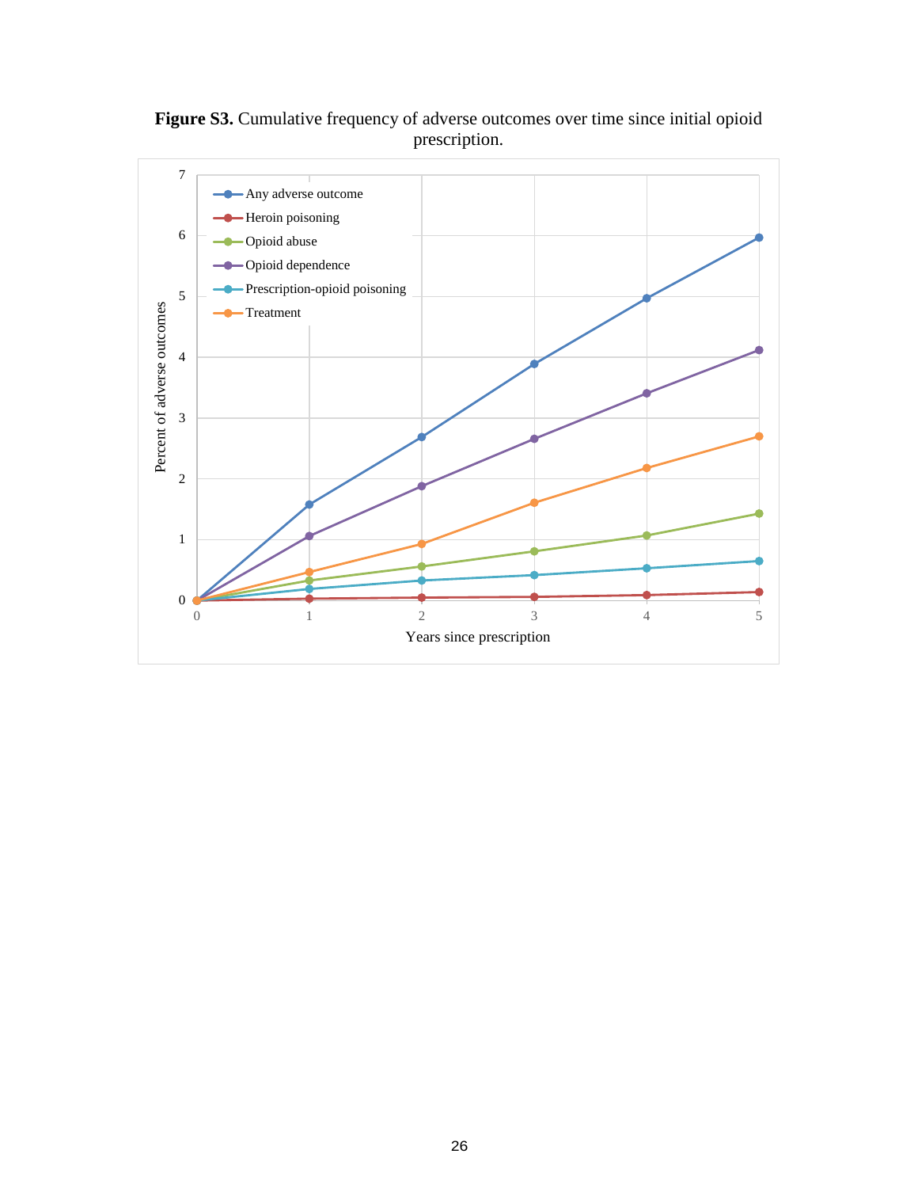**Figure S3.** Cumulative frequency of adverse outcomes over time since initial opioid prescription.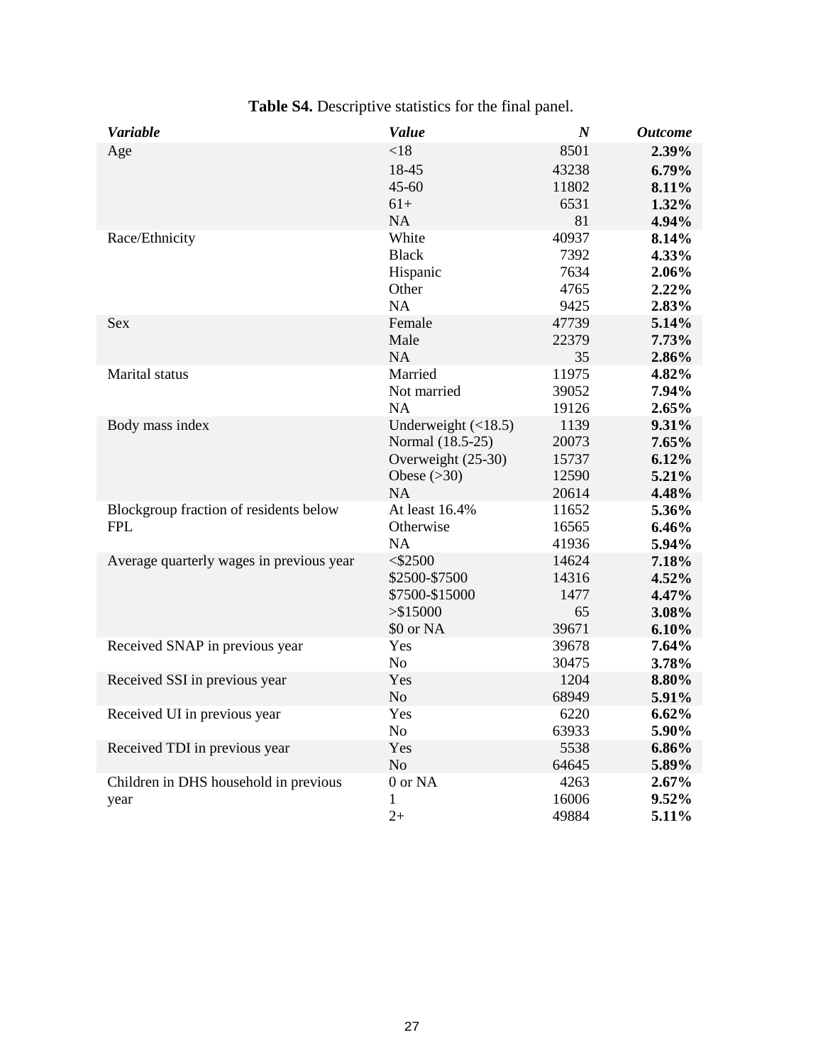**Table S4.** Descriptive statistics for the final panel.

| *Variable* | *Value* | *N* | *Outcome* |
|---|---|---|---|
| Age | <18 | 8501 | **2.39%** |
| | 18-45 | 43238 | **6.79%** |
| | 45-60 | 11802 | **8.11%** |
| | 61+ | 6531 | **1.32%** |
| | NA | 81 | **4.94%** |
| Race/Ethnicity | White | 40937 | **8.14%** |
| | Black | 7392 | **4.33%** |
| | Hispanic | 7634 | **2.06%** |
| | Other | 4765 | **2.22%** |
| | NA | 9425 | **2.83%** |
| Sex | Female | 47739 | **5.14%** |
| | Male | 22379 | **7.73%** |
| | NA | 35 | **2.86%** |
| Marital status | Married | 11975 | **4.82%** |
| | Not married | 39052 | **7.94%** |
| | NA | 19126 | **2.65%** |
| Body mass index | Underweight (<18.5) | 1139 | **9.31%** |
| | Normal (18.5-25) | 20073 | **7.65%** |
| | Overweight (25-30) | 15737 | **6.12%** |
| | Obese (>30) | 12590 | **5.21%** |
| | NA | 20614 | **4.48%** |
| Blockgroup fraction of residents below FPL | At least 16.4% | 11652 | **5.36%** |
| | Otherwise | 16565 | **6.46%** |
| | NA | 41936 | **5.94%** |
| Average quarterly wages in previous year | <$2500 | 14624 | **7.18%** |
| | $2500-$7500 | 14316 | **4.52%** |
| | $7500-$15000 | 1477 | **4.47%** |
| | >$15000 | 65 | **3.08%** |
| | $0 or NA | 39671 | **6.10%** |
| Received SNAP in previous year | Yes | 39678 | **7.64%** |
| | No | 30475 | **3.78%** |
| Received SSI in previous year | Yes | 1204 | **8.80%** |
| | No | 68949 | **5.91%** |
| Received UI in previous year | Yes | 6220 | **6.62%** |
| | No | 63933 | **5.90%** |
| Received TDI in previous year | Yes | 5538 | **6.86%** |
| | No | 64645 | **5.89%** |
| Children in DHS household in previous year | 0 or NA | 4263 | **2.67%** |
| | 1 | 16006 | **9.52%** |
| | 2+ | 49884 | **5.11%** |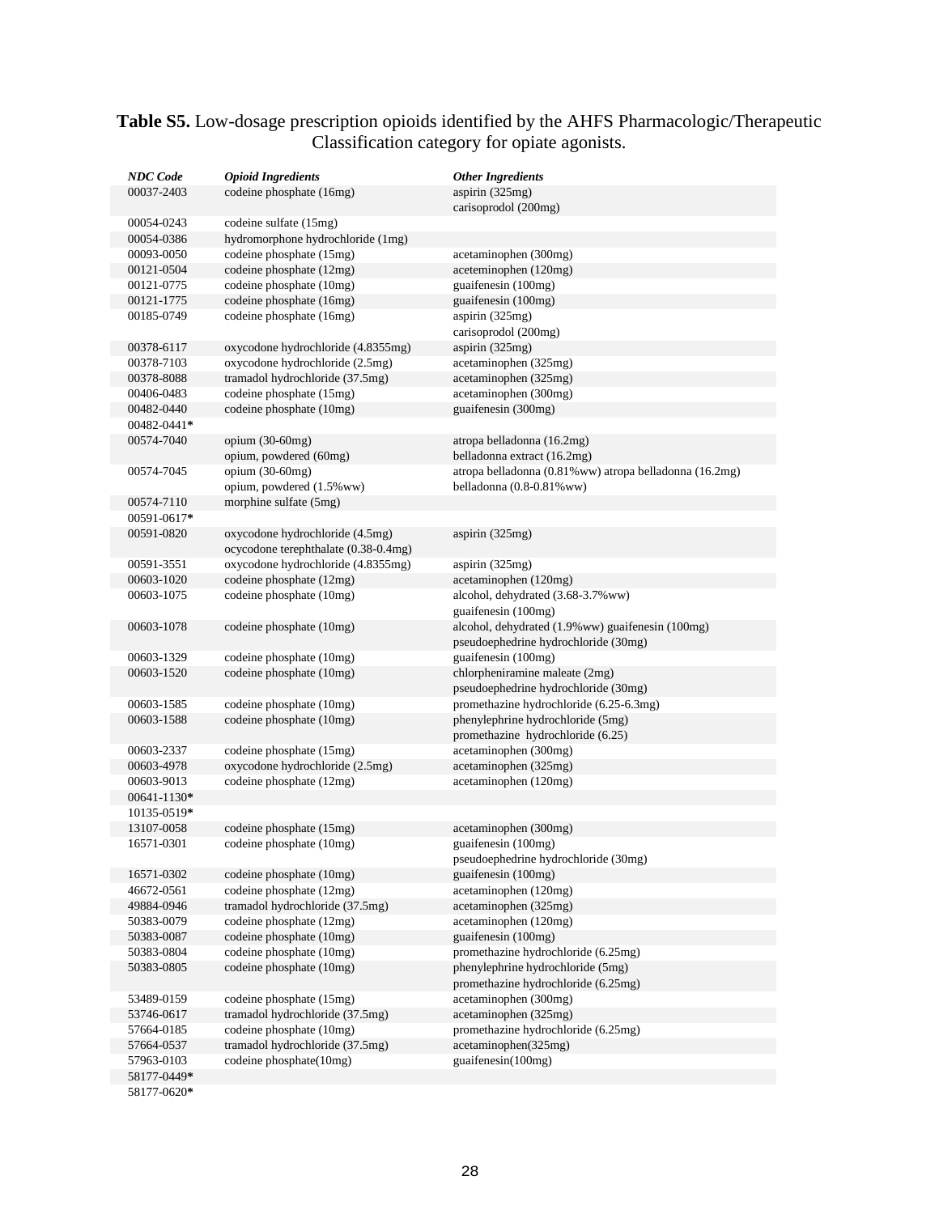**Table S5.** Low-dosage prescription opioids identified by the AHFS Pharmacologic/Therapeutic Classification category for opiate agonists.

| *NDC Code* | *Opioid Ingredients* | *Other Ingredients* |
|---|---|---|
| 00037-2403 | codeine phosphate (16mg) | aspirin (325mg)<br>carisoprodol (200mg) |
| 00054-0243 | codeine sulfate (15mg) | |
| 00054-0386 | hydromorphone hydrochloride (1mg) | |
| 00093-0050 | codeine phosphate (15mg) | acetaminophen (300mg) |
| 00121-0504 | codeine phosphate (12mg) | aceteminophen (120mg) |
| 00121-0775 | codeine phosphate (10mg) | guaifenesin (100mg) |
| 00121-1775 | codeine phosphate (16mg) | guaifenesin (100mg) |
| 00185-0749 | codeine phosphate (16mg) | aspirin (325mg)<br>carisoprodol (200mg) |
| 00378-6117 | oxycodone hydrochloride (4.8355mg) | aspirin (325mg) |
| 00378-7103 | oxycodone hydrochloride (2.5mg) | acetaminophen (325mg) |
| 00378-8088 | tramadol hydrochloride (37.5mg) | acetaminophen (325mg) |
| 00406-0483 | codeine phosphate (15mg) | acetaminophen (300mg) |
| 00482-0440 | codeine phosphate (10mg) | guaifenesin (300mg) |
| 00482-0441**\*** | | |
| 00574-7040 | opium (30-60mg)<br>opium, powdered (60mg) | atropa belladonna (16.2mg)<br>belladonna extract (16.2mg) |
| 00574-7045 | opium (30-60mg)<br>opium, powdered (1.5%ww) | atropa belladonna (0.81%ww) atropa belladonna (16.2mg)<br>belladonna (0.8-0.81%ww) |
| 00574-7110 | morphine sulfate (5mg) | |
| 00591-0617**\*** | | |
| 00591-0820 | oxycodone hydrochloride (4.5mg)<br>ocycodone terephthalate (0.38-0.4mg) | aspirin (325mg) |
| 00591-3551 | oxycodone hydrochloride (4.8355mg) | aspirin (325mg) |
| 00603-1020 | codeine phosphate (12mg) | acetaminophen (120mg) |
| 00603-1075 | codeine phosphate (10mg) | alcohol, dehydrated (3.68-3.7%ww)<br>guaifenesin (100mg) |
| 00603-1078 | codeine phosphate (10mg) | alcohol, dehydrated (1.9%ww) guaifenesin (100mg)<br>pseudoephedrine hydrochloride (30mg) |
| 00603-1329 | codeine phosphate (10mg) | guaifenesin (100mg) |
| 00603-1520 | codeine phosphate (10mg) | chlorpheniramine maleate (2mg)<br>pseudoephedrine hydrochloride (30mg) |
| 00603-1585 | codeine phosphate (10mg) | promethazine hydrochloride (6.25-6.3mg) |
| 00603-1588 | codeine phosphate (10mg) | phenylephrine hydrochloride (5mg)<br>promethazine hydrochloride (6.25) |
| 00603-2337 | codeine phosphate (15mg) | acetaminophen (300mg) |
| 00603-4978 | oxycodone hydrochloride (2.5mg) | acetaminophen (325mg) |
| 00603-9013 | codeine phosphate (12mg) | acetaminophen (120mg) |
| 00641-1130**\*** | | |
| 10135-0519**\*** | | |
| 13107-0058 | codeine phosphate (15mg) | acetaminophen (300mg) |
| 16571-0301 | codeine phosphate (10mg) | guaifenesin (100mg)<br>pseudoephedrine hydrochloride (30mg) |
| 16571-0302 | codeine phosphate (10mg) | guaifenesin (100mg) |
| 46672-0561 | codeine phosphate (12mg) | acetaminophen (120mg) |
| 49884-0946 | tramadol hydrochloride (37.5mg) | acetaminophen (325mg) |
| 50383-0079 | codeine phosphate (12mg) | acetaminophen (120mg) |
| 50383-0087 | codeine phosphate (10mg) | guaifenesin (100mg) |
| 50383-0804 | codeine phosphate (10mg) | promethazine hydrochloride (6.25mg) |
| 50383-0805 | codeine phosphate (10mg) | phenylephrine hydrochloride (5mg)<br>promethazine hydrochloride (6.25mg) |
| 53489-0159 | codeine phosphate (15mg) | acetaminophen (300mg) |
| 53746-0617 | tramadol hydrochloride (37.5mg) | acetaminophen (325mg) |
| 57664-0185 | codeine phosphate (10mg) | promethazine hydrochloride (6.25mg) |
| 57664-0537 | tramadol hydrochloride (37.5mg) | acetaminophen(325mg) |
| 57963-0103 | codeine phosphate(10mg) | guaifenesin(100mg) |
| 58177-0449**\*** | | |
| 58177-0620**\*** | | |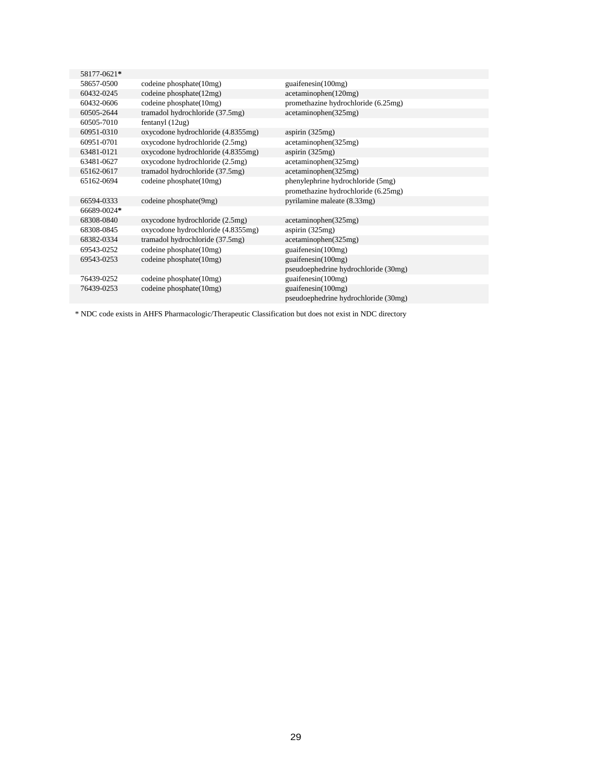| | | |
|---|---|---|
| 58177-0621* | | |
| 58657-0500 | codeine phosphate(10mg) | guaifenesin(100mg) |
| 60432-0245 | codeine phosphate(12mg) | acetaminophen(120mg) |
| 60432-0606 | codeine phosphate(10mg) | promethazine hydrochloride (6.25mg) |
| 60505-2644 | tramadol hydrochloride (37.5mg) | acetaminophen(325mg) |
| 60505-7010 | fentanyl (12ug) | |
| 60951-0310 | oxycodone hydrochloride (4.8355mg) | aspirin (325mg) |
| 60951-0701 | oxycodone hydrochloride (2.5mg) | acetaminophen(325mg) |
| 63481-0121 | oxycodone hydrochloride (4.8355mg) | aspirin (325mg) |
| 63481-0627 | oxycodone hydrochloride (2.5mg) | acetaminophen(325mg) |
| 65162-0617 | tramadol hydrochloride (37.5mg) | acetaminophen(325mg) |
| 65162-0694 | codeine phosphate(10mg) | phenylephrine hydrochloride (5mg)<br>promethazine hydrochloride (6.25mg) |
| 66594-0333 | codeine phosphate(9mg) | pyrilamine maleate (8.33mg) |
| 66689-0024* | | |
| 68308-0840 | oxycodone hydrochloride (2.5mg) | acetaminophen(325mg) |
| 68308-0845 | oxycodone hydrochloride (4.8355mg) | aspirin (325mg) |
| 68382-0334 | tramadol hydrochloride (37.5mg) | acetaminophen(325mg) |
| 69543-0252 | codeine phosphate(10mg) | guaifenesin(100mg) |
| 69543-0253 | codeine phosphate(10mg) | guaifenesin(100mg)<br>pseudoephedrine hydrochloride (30mg) |
| 76439-0252 | codeine phosphate(10mg) | guaifenesin(100mg) |
| 76439-0253 | codeine phosphate(10mg) | guaifenesin(100mg)<br>pseudoephedrine hydrochloride (30mg) |

\* NDC code exists in AHFS Pharmacologic/Therapeutic Classification but does not exist in NDC directory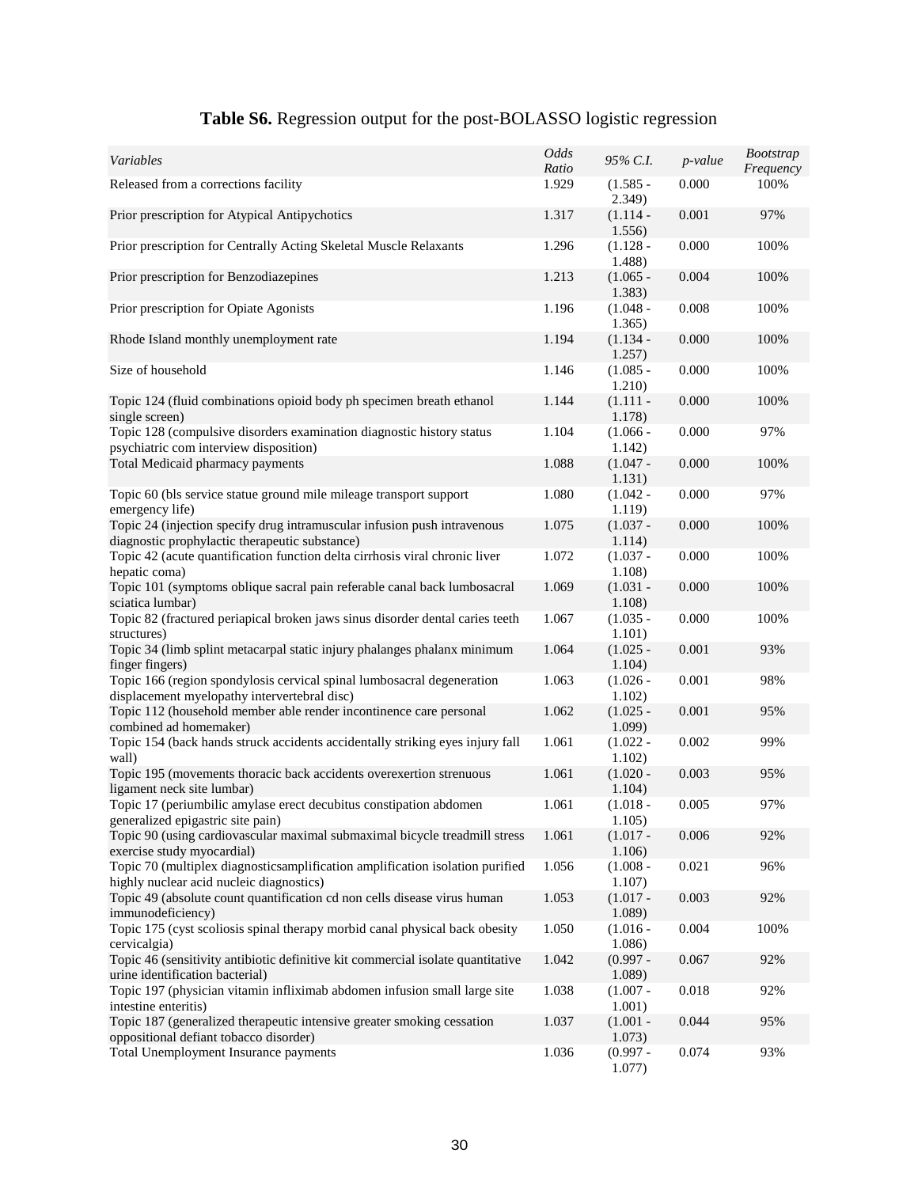**Table S6.** Regression output for the post-BOLASSO logistic regression

| *Variables* | *Odds Ratio* | *95% C.I.* | *p-value* | *Bootstrap Frequency* |
|---|---|---|---|---|
| Released from a corrections facility | 1.929 | (1.585 - 2.349) | 0.000 | 100% |
| Prior prescription for Atypical Antipychotics | 1.317 | (1.114 - 1.556) | 0.001 | 97% |
| Prior prescription for Centrally Acting Skeletal Muscle Relaxants | 1.296 | (1.128 - 1.488) | 0.000 | 100% |
| Prior prescription for Benzodiazepines | 1.213 | (1.065 - 1.383) | 0.004 | 100% |
| Prior prescription for Opiate Agonists | 1.196 | (1.048 - 1.365) | 0.008 | 100% |
| Rhode Island monthly unemployment rate | 1.194 | (1.134 - 1.257) | 0.000 | 100% |
| Size of household | 1.146 | (1.085 - 1.210) | 0.000 | 100% |
| Topic 124 (fluid combinations opioid body ph specimen breath ethanol single screen) | 1.144 | (1.111 - 1.178) | 0.000 | 100% |
| Topic 128 (compulsive disorders examination diagnostic history status psychiatric com interview disposition) | 1.104 | (1.066 - 1.142) | 0.000 | 97% |
| Total Medicaid pharmacy payments | 1.088 | (1.047 - 1.131) | 0.000 | 100% |
| Topic 60 (bls service statue ground mile mileage transport support emergency life) | 1.080 | (1.042 - 1.119) | 0.000 | 97% |
| Topic 24 (injection specify drug intramuscular infusion push intravenous diagnostic prophylactic therapeutic substance) | 1.075 | (1.037 - 1.114) | 0.000 | 100% |
| Topic 42 (acute quantification function delta cirrhosis viral chronic liver hepatic coma) | 1.072 | (1.037 - 1.108) | 0.000 | 100% |
| Topic 101 (symptoms oblique sacral pain referable canal back lumbosacral sciatica lumbar) | 1.069 | (1.031 - 1.108) | 0.000 | 100% |
| Topic 82 (fractured periapical broken jaws sinus disorder dental caries teeth structures) | 1.067 | (1.035 - 1.101) | 0.000 | 100% |
| Topic 34 (limb splint metacarpal static injury phalanges phalanx minimum finger fingers) | 1.064 | (1.025 - 1.104) | 0.001 | 93% |
| Topic 166 (region spondylosis cervical spinal lumbosacral degeneration displacement myelopathy intervertebral disc) | 1.063 | (1.026 - 1.102) | 0.001 | 98% |
| Topic 112 (household member able render incontinence care personal combined ad homemaker) | 1.062 | (1.025 - 1.099) | 0.001 | 95% |
| Topic 154 (back hands struck accidents accidentally striking eyes injury fall wall) | 1.061 | (1.022 - 1.102) | 0.002 | 99% |
| Topic 195 (movements thoracic back accidents overexertion strenuous ligament neck site lumbar) | 1.061 | (1.020 - 1.104) | 0.003 | 95% |
| Topic 17 (periumbilic amylase erect decubitus constipation abdomen generalized epigastric site pain) | 1.061 | (1.018 - 1.105) | 0.005 | 97% |
| Topic 90 (using cardiovascular maximal submaximal bicycle treadmill stress exercise study myocardial) | 1.061 | (1.017 - 1.106) | 0.006 | 92% |
| Topic 70 (multiplex diagnosticsamplification amplification isolation purified highly nuclear acid nucleic diagnostics) | 1.056 | (1.008 - 1.107) | 0.021 | 96% |
| Topic 49 (absolute count quantification cd non cells disease virus human immunodeficiency) | 1.053 | (1.017 - 1.089) | 0.003 | 92% |
| Topic 175 (cyst scoliosis spinal therapy morbid canal physical back obesity cervicalgia) | 1.050 | (1.016 - 1.086) | 0.004 | 100% |
| Topic 46 (sensitivity antibiotic definitive kit commercial isolate quantitative urine identification bacterial) | 1.042 | (0.997 - 1.089) | 0.067 | 92% |
| Topic 197 (physician vitamin infliximab abdomen infusion small large site intestine enteritis) | 1.038 | (1.007 - 1.001) | 0.018 | 92% |
| Topic 187 (generalized therapeutic intensive greater smoking cessation oppositional defiant tobacco disorder) | 1.037 | (1.001 - 1.073) | 0.044 | 95% |
| Total Unemployment Insurance payments | 1.036 | (0.997 - 1.077) | 0.074 | 93% |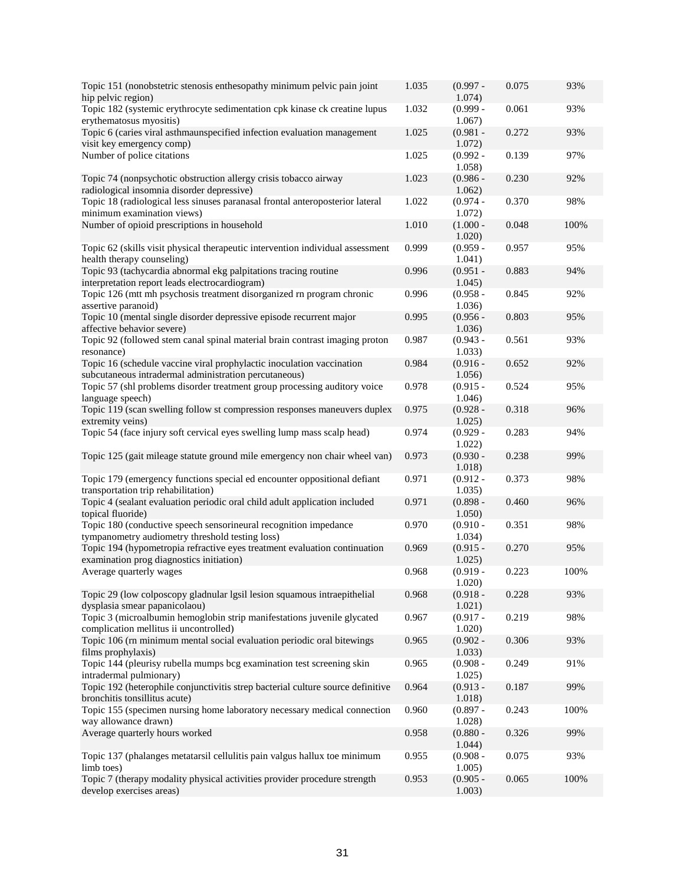| | | | | |
|---|---|---|---|---|
| Topic 151 (nonobstetric stenosis enthesopathy minimum pelvic pain joint hip pelvic region) | 1.035 | (0.997 - 1.074) | 0.075 | 93% |
| Topic 182 (systemic erythrocyte sedimentation cpk kinase ck creatine lupus erythematosus myositis) | 1.032 | (0.999 - 1.067) | 0.061 | 93% |
| Topic 6 (caries viral asthmaunspecified infection evaluation management visit key emergency comp) | 1.025 | (0.981 - 1.072) | 0.272 | 93% |
| Number of police citations | 1.025 | (0.992 - 1.058) | 0.139 | 97% |
| Topic 74 (nonpsychotic obstruction allergy crisis tobacco airway radiological insomnia disorder depressive) | 1.023 | (0.986 - 1.062) | 0.230 | 92% |
| Topic 18 (radiological less sinuses paranasal frontal anteroposterior lateral minimum examination views) | 1.022 | (0.974 - 1.072) | 0.370 | 98% |
| Number of opioid prescriptions in household | 1.010 | (1.000 - 1.020) | 0.048 | 100% |
| Topic 62 (skills visit physical therapeutic intervention individual assessment health therapy counseling) | 0.999 | (0.959 - 1.041) | 0.957 | 95% |
| Topic 93 (tachycardia abnormal ekg palpitations tracing routine interpretation report leads electrocardiogram) | 0.996 | (0.951 - 1.045) | 0.883 | 94% |
| Topic 126 (mtt mh psychosis treatment disorganized rn program chronic assertive paranoid) | 0.996 | (0.958 - 1.036) | 0.845 | 92% |
| Topic 10 (mental single disorder depressive episode recurrent major affective behavior severe) | 0.995 | (0.956 - 1.036) | 0.803 | 95% |
| Topic 92 (followed stem canal spinal material brain contrast imaging proton resonance) | 0.987 | (0.943 - 1.033) | 0.561 | 93% |
| Topic 16 (schedule vaccine viral prophylactic inoculation vaccination subcutaneous intradermal administration percutaneous) | 0.984 | (0.916 - 1.056) | 0.652 | 92% |
| Topic 57 (shl problems disorder treatment group processing auditory voice language speech) | 0.978 | (0.915 - 1.046) | 0.524 | 95% |
| Topic 119 (scan swelling follow st compression responses maneuvers duplex extremity veins) | 0.975 | (0.928 - 1.025) | 0.318 | 96% |
| Topic 54 (face injury soft cervical eyes swelling lump mass scalp head) | 0.974 | (0.929 - 1.022) | 0.283 | 94% |
| Topic 125 (gait mileage statute ground mile emergency non chair wheel van) | 0.973 | (0.930 - 1.018) | 0.238 | 99% |
| Topic 179 (emergency functions special ed encounter oppositional defiant transportation trip rehabilitation) | 0.971 | (0.912 - 1.035) | 0.373 | 98% |
| Topic 4 (sealant evaluation periodic oral child adult application included topical fluoride) | 0.971 | (0.898 - 1.050) | 0.460 | 96% |
| Topic 180 (conductive speech sensorineural recognition impedance tympanometry audiometry threshold testing loss) | 0.970 | (0.910 - 1.034) | 0.351 | 98% |
| Topic 194 (hypometropia refractive eyes treatment evaluation continuation examination prog diagnostics initiation) | 0.969 | (0.915 - 1.025) | 0.270 | 95% |
| Average quarterly wages | 0.968 | (0.919 - 1.020) | 0.223 | 100% |
| Topic 29 (low colposcopy gladnular lgsil lesion squamous intraepithelial dysplasia smear papanicolaou) | 0.968 | (0.918 - 1.021) | 0.228 | 93% |
| Topic 3 (microalbumin hemoglobin strip manifestations juvenile glycated complication mellitus ii uncontrolled) | 0.967 | (0.917 - 1.020) | 0.219 | 98% |
| Topic 106 (rn minimum mental social evaluation periodic oral bitewings films prophylaxis) | 0.965 | (0.902 - 1.033) | 0.306 | 93% |
| Topic 144 (pleurisy rubella mumps bcg examination test screening skin intradermal pulmionary) | 0.965 | (0.908 - 1.025) | 0.249 | 91% |
| Topic 192 (heterophile conjunctivitis strep bacterial culture source definitive bronchitis tonsillitus acute) | 0.964 | (0.913 - 1.018) | 0.187 | 99% |
| Topic 155 (specimen nursing home laboratory necessary medical connection way allowance drawn) | 0.960 | (0.897 - 1.028) | 0.243 | 100% |
| Average quarterly hours worked | 0.958 | (0.880 - 1.044) | 0.326 | 99% |
| Topic 137 (phalanges metatarsil cellulitis pain valgus hallux toe minimum limb toes) | 0.955 | (0.908 - 1.005) | 0.075 | 93% |
| Topic 7 (therapy modality physical activities provider procedure strength develop exercises areas) | 0.953 | (0.905 - 1.003) | 0.065 | 100% |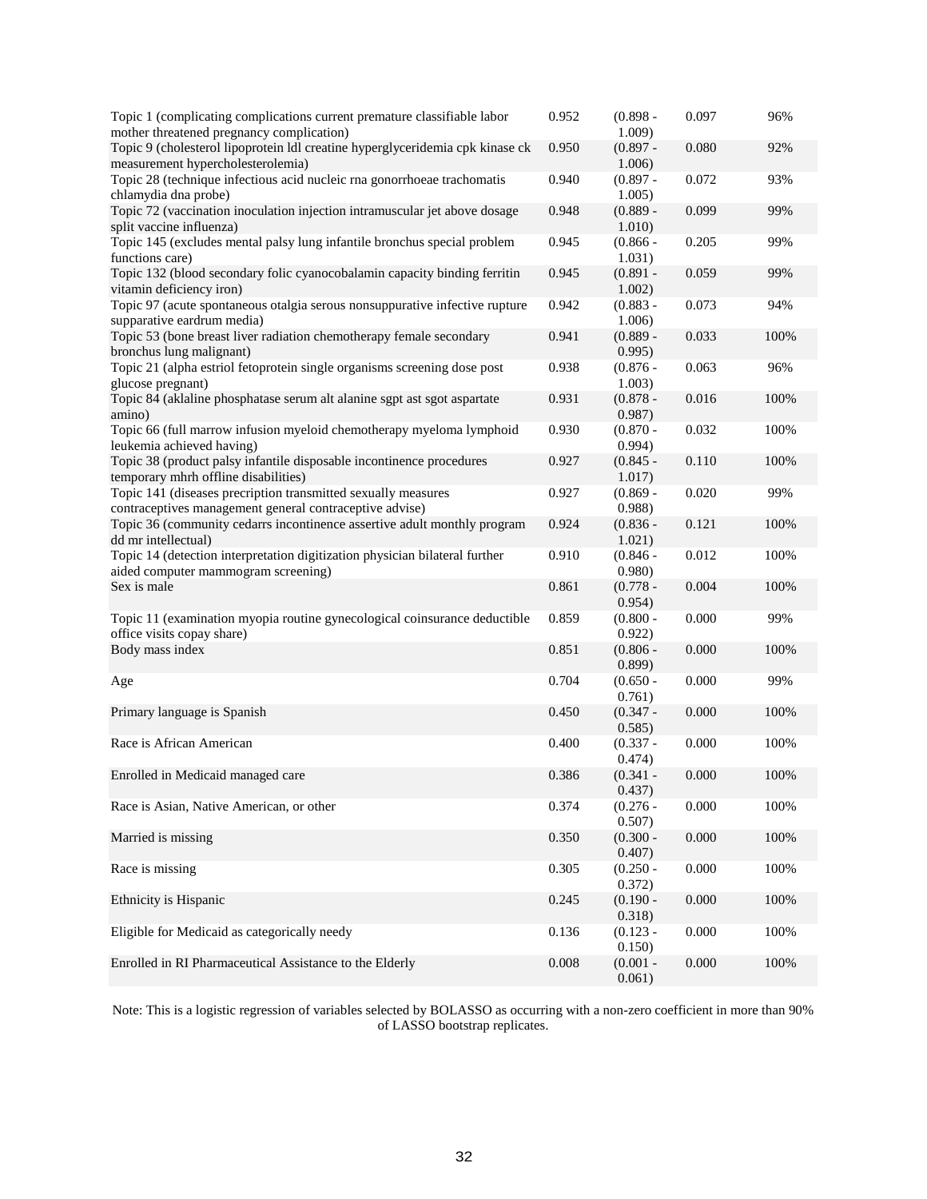| | | | | |
|---|---|---|---|---|
| Topic 1 (complicating complications current premature classifiable labor mother threatened pregnancy complication) | 0.952 | (0.898 - 1.009) | 0.097 | 96% |
| Topic 9 (cholesterol lipoprotein ldl creatine hyperglyceridemia cpk kinase ck measurement hypercholesterolemia) | 0.950 | (0.897 - 1.006) | 0.080 | 92% |
| Topic 28 (technique infectious acid nucleic rna gonorrhoeae trachomatis chlamydia dna probe) | 0.940 | (0.897 - 1.005) | 0.072 | 93% |
| Topic 72 (vaccination inoculation injection intramuscular jet above dosage split vaccine influenza) | 0.948 | (0.889 - 1.010) | 0.099 | 99% |
| Topic 145 (excludes mental palsy lung infantile bronchus special problem functions care) | 0.945 | (0.866 - 1.031) | 0.205 | 99% |
| Topic 132 (blood secondary folic cyanocobalamin capacity binding ferritin vitamin deficiency iron) | 0.945 | (0.891 - 1.002) | 0.059 | 99% |
| Topic 97 (acute spontaneous otalgia serous nonsuppurative infective rupture supparative eardrum media) | 0.942 | (0.883 - 1.006) | 0.073 | 94% |
| Topic 53 (bone breast liver radiation chemotherapy female secondary bronchus lung malignant) | 0.941 | (0.889 - 0.995) | 0.033 | 100% |
| Topic 21 (alpha estriol fetoprotein single organisms screening dose post glucose pregnant) | 0.938 | (0.876 - 1.003) | 0.063 | 96% |
| Topic 84 (aklaline phosphatase serum alt alanine sgpt ast sgot aspartate amino) | 0.931 | (0.878 - 0.987) | 0.016 | 100% |
| Topic 66 (full marrow infusion myeloid chemotherapy myeloma lymphoid leukemia achieved having) | 0.930 | (0.870 - 0.994) | 0.032 | 100% |
| Topic 38 (product palsy infantile disposable incontinence procedures temporary mhrh offline disabilities) | 0.927 | (0.845 - 1.017) | 0.110 | 100% |
| Topic 141 (diseases precription transmitted sexually measures contraceptives management general contraceptive advise) | 0.927 | (0.869 - 0.988) | 0.020 | 99% |
| Topic 36 (community cedarrs incontinence assertive adult monthly program dd mr intellectual) | 0.924 | (0.836 - 1.021) | 0.121 | 100% |
| Topic 14 (detection interpretation digitization physician bilateral further aided computer mammogram screening) | 0.910 | (0.846 - 0.980) | 0.012 | 100% |
| Sex is male | 0.861 | (0.778 - 0.954) | 0.004 | 100% |
| Topic 11 (examination myopia routine gynecological coinsurance deductible office visits copay share) | 0.859 | (0.800 - 0.922) | 0.000 | 99% |
| Body mass index | 0.851 | (0.806 - 0.899) | 0.000 | 100% |
| Age | 0.704 | (0.650 - 0.761) | 0.000 | 99% |
| Primary language is Spanish | 0.450 | (0.347 - 0.585) | 0.000 | 100% |
| Race is African American | 0.400 | (0.337 - 0.474) | 0.000 | 100% |
| Enrolled in Medicaid managed care | 0.386 | (0.341 - 0.437) | 0.000 | 100% |
| Race is Asian, Native American, or other | 0.374 | (0.276 - 0.507) | 0.000 | 100% |
| Married is missing | 0.350 | (0.300 - 0.407) | 0.000 | 100% |
| Race is missing | 0.305 | (0.250 - 0.372) | 0.000 | 100% |
| Ethnicity is Hispanic | 0.245 | (0.190 - 0.318) | 0.000 | 100% |
| Eligible for Medicaid as categorically needy | 0.136 | (0.123 - 0.150) | 0.000 | 100% |
| Enrolled in RI Pharmaceutical Assistance to the Elderly | 0.008 | (0.001 - 0.061) | 0.000 | 100% |

Note: This is a logistic regression of variables selected by BOLASSO as occurring with a non-zero coefficient in more than 90% of LASSO bootstrap replicates.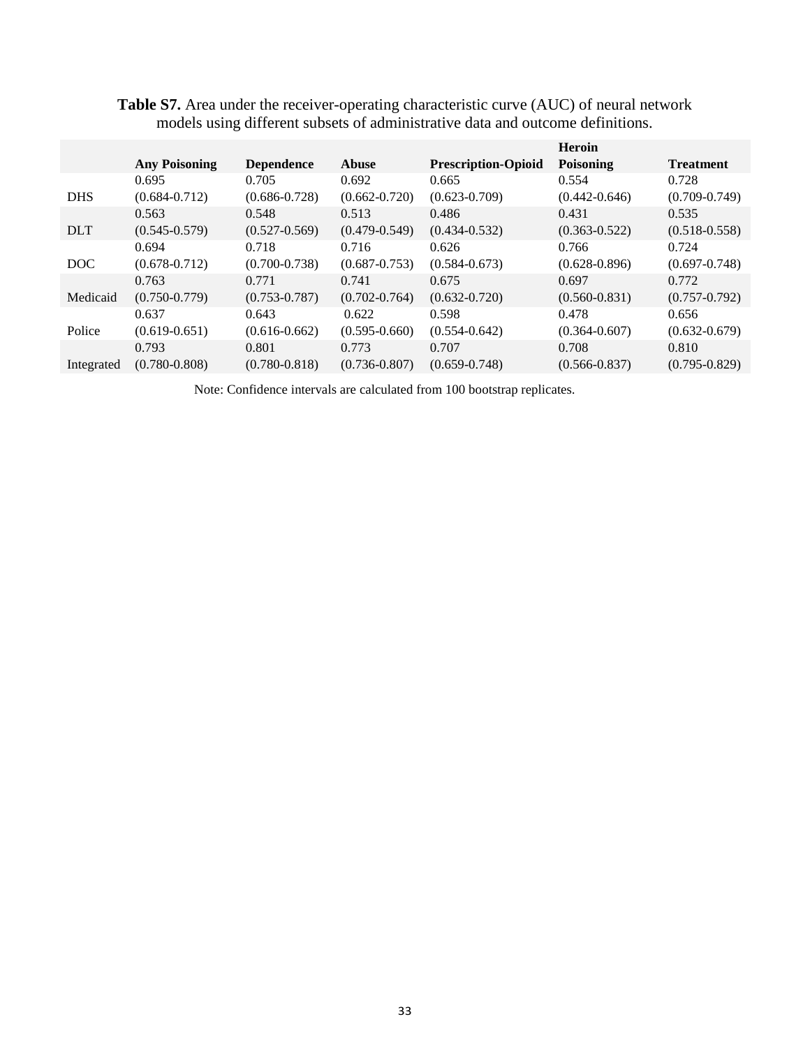**Table S7.** Area under the receiver-operating characteristic curve (AUC) of neural network models using different subsets of administrative data and outcome definitions.

| | Any Poisoning | Dependence | Abuse | Prescription-Opioid | Heroin Poisoning | Treatment |
|---|---|---|---|---|---|---|
| DHS | 0.695 (0.684-0.712) | 0.705 (0.686-0.728) | 0.692 (0.662-0.720) | 0.665 (0.623-0.709) | 0.554 (0.442-0.646) | 0.728 (0.709-0.749) |
| DLT | 0.563 (0.545-0.579) | 0.548 (0.527-0.569) | 0.513 (0.479-0.549) | 0.486 (0.434-0.532) | 0.431 (0.363-0.522) | 0.535 (0.518-0.558) |
| DOC | 0.694 (0.678-0.712) | 0.718 (0.700-0.738) | 0.716 (0.687-0.753) | 0.626 (0.584-0.673) | 0.766 (0.628-0.896) | 0.724 (0.697-0.748) |
| Medicaid | 0.763 (0.750-0.779) | 0.771 (0.753-0.787) | 0.741 (0.702-0.764) | 0.675 (0.632-0.720) | 0.697 (0.560-0.831) | 0.772 (0.757-0.792) |
| Police | 0.637 (0.619-0.651) | 0.643 (0.616-0.662) | 0.622 (0.595-0.660) | 0.598 (0.554-0.642) | 0.478 (0.364-0.607) | 0.656 (0.632-0.679) |
| Integrated | 0.793 (0.780-0.808) | 0.801 (0.780-0.818) | 0.773 (0.736-0.807) | 0.707 (0.659-0.748) | 0.708 (0.566-0.837) | 0.810 (0.795-0.829) |

Note: Confidence intervals are calculated from 100 bootstrap replicates.